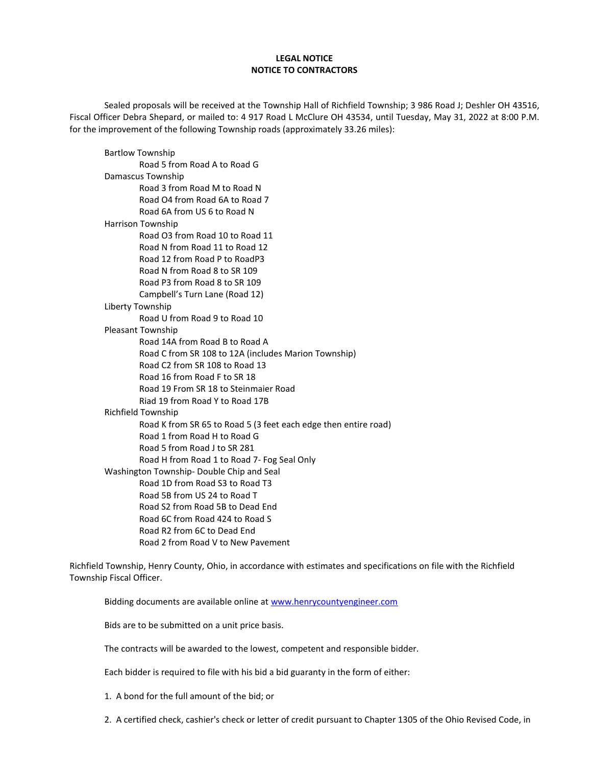**LEGAL NOTICE**
**NOTICE TO CONTRACTORS**

Sealed proposals will be received at the Township Hall of Richfield Township; 3 986 Road J; Deshler OH 43516, Fiscal Officer Debra Shepard, or mailed to: 4 917 Road L McClure OH 43534, until Tuesday, May 31, 2022 at 8:00 P.M. for the improvement of the following Township roads (approximately 33.26 miles):

Bartlow Township
- Road 5 from Road A to Road G

Damascus Township
- Road 3 from Road M to Road N
- Road O4 from Road 6A to Road 7
- Road 6A from US 6 to Road N

Harrison Township
- Road O3 from Road 10 to Road 11
- Road N from Road 11 to Road 12
- Road 12 from Road P to RoadP3
- Road N from Road 8 to SR 109
- Road P3 from Road 8 to SR 109
- Campbell's Turn Lane (Road 12)

Liberty Township
- Road U from Road 9 to Road 10

Pleasant Township
- Road 14A from Road B to Road A
- Road C from SR 108 to 12A (includes Marion Township)
- Road C2 from SR 108 to Road 13
- Road 16 from Road F to SR 18
- Road 19 From SR 18 to Steinmaier Road
- Riad 19 from Road Y to Road 17B

Richfield Township
- Road K from SR 65 to Road 5 (3 feet each edge then entire road)
- Road 1 from Road H to Road G
- Road 5 from Road J to SR 281
- Road H from Road 1 to Road 7- Fog Seal Only

Washington Township- Double Chip and Seal
- Road 1D from Road S3 to Road T3
- Road 5B from US 24 to Road T
- Road S2 from Road 5B to Dead End
- Road 6C from Road 424 to Road S
- Road R2 from 6C to Dead End
- Road 2 from Road V to New Pavement

Richfield Township, Henry County, Ohio, in accordance with estimates and specifications on file with the Richfield Township Fiscal Officer.

Bidding documents are available online at www.henrycountyengineer.com

Bids are to be submitted on a unit price basis.

The contracts will be awarded to the lowest, competent and responsible bidder.

Each bidder is required to file with his bid a bid guaranty in the form of either:

1. A bond for the full amount of the bid; or

2. A certified check, cashier's check or letter of credit pursuant to Chapter 1305 of the Ohio Revised Code, in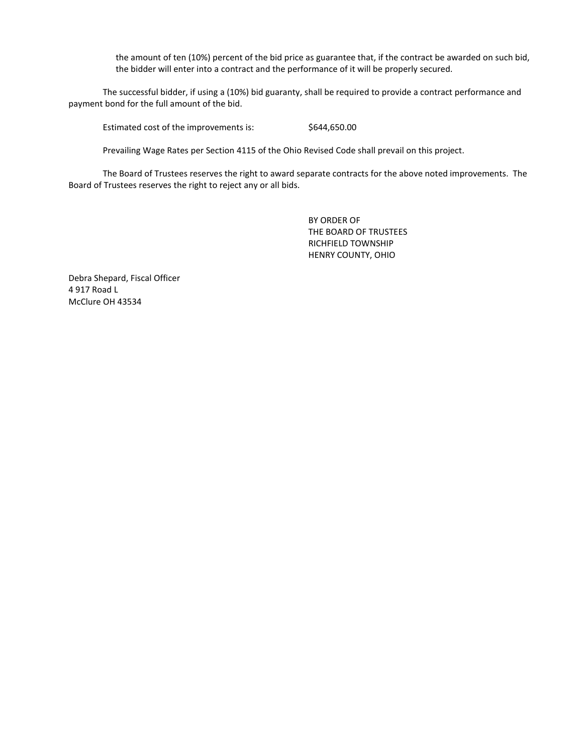the amount of ten (10%) percent of the bid price as guarantee that, if the contract be awarded on such bid, the bidder will enter into a contract and the performance of it will be properly secured.

The successful bidder, if using a (10%) bid guaranty, shall be required to provide a contract performance and payment bond for the full amount of the bid.

Estimated cost of the improvements is: $644,650.00

Prevailing Wage Rates per Section 4115 of the Ohio Revised Code shall prevail on this project.

The Board of Trustees reserves the right to award separate contracts for the above noted improvements. The Board of Trustees reserves the right to reject any or all bids.

BY ORDER OF
THE BOARD OF TRUSTEES
RICHFIELD TOWNSHIP
HENRY COUNTY, OHIO

Debra Shepard, Fiscal Officer
4 917 Road L
McClure OH 43534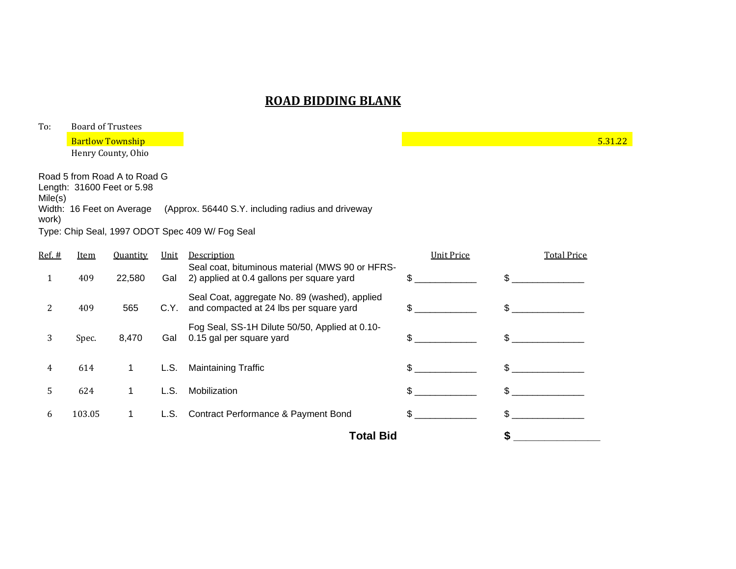# ROAD BIDDING BLANK

To: Board of Trustees
Bartlow Township
Henry County, Ohio

5.31.22

Road 5 from Road A to Road G
Length: 31600 Feet or 5.98 Mile(s)
Width: 16 Feet on Average (Approx. 56440 S.Y. including radius and driveway work)
Type: Chip Seal, 1997 ODOT Spec 409 W/ Fog Seal

| Ref. # | Item | Quantity | Unit | Description | Unit Price | Total Price |
|---|---|---|---|---|---|---|
| 1 | 409 | 22,580 | Gal | Seal coat, bituminous material (MWS 90 or HFRS-2) applied at 0.4 gallons per square yard | $ ____________ | $ ______________ |
| 2 | 409 | 565 | C.Y. | Seal Coat, aggregate No. 89 (washed), applied and compacted at 24 lbs per square yard | $ ____________ | $ ______________ |
| 3 | Spec. | 8,470 | Gal | Fog Seal, SS-1H Dilute 50/50, Applied at 0.10-0.15 gal per square yard | $ ____________ | $ ______________ |
| 4 | 614 | 1 | L.S. | Maintaining Traffic | $ ____________ | $ ______________ |
| 5 | 624 | 1 | L.S. | Mobilization | $ ____________ | $ ______________ |
| 6 | 103.05 | 1 | L.S. | Contract Performance & Payment Bond | $ ____________ | $ ______________ |
| | | | | **Total Bid** | | **$** ________________ |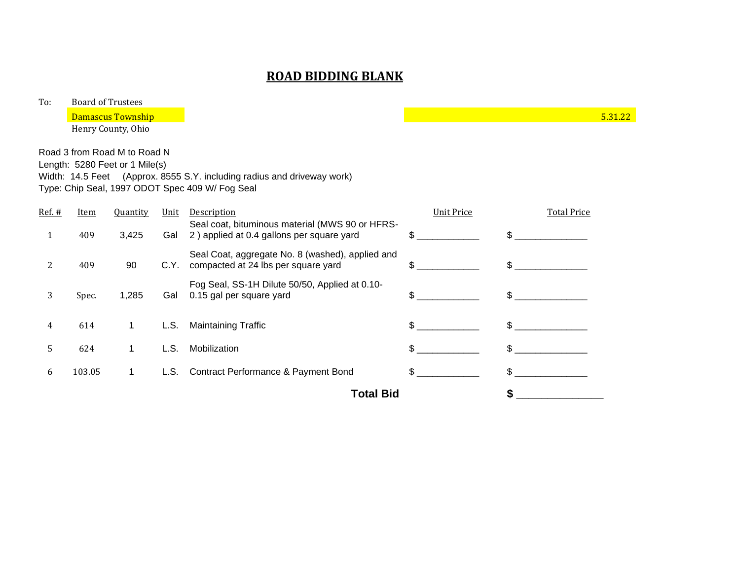# ROAD BIDDING BLANK

To: Board of Trustees
Damascus Township
Henry County, Ohio

5.31.22

Road 3 from Road M to Road N
Length: 5280 Feet or 1 Mile(s)
Width: 14.5 Feet (Approx. 8555 S.Y. including radius and driveway work)
Type: Chip Seal, 1997 ODOT Spec 409 W/ Fog Seal

| Ref. # | Item | Quantity | Unit | Description | Unit Price | Total Price |
|---|---|---|---|---|---|---|
| 1 | 409 | 3,425 | Gal | Seal coat, bituminous material (MWS 90 or HFRS-2 ) applied at 0.4 gallons per square yard | $ ____________ | $ ______________ |
| 2 | 409 | 90 | C.Y. | Seal Coat, aggregate No. 8 (washed), applied and compacted at 24 lbs per square yard | $ ____________ | $ ______________ |
| 3 | Spec. | 1,285 | Gal | Fog Seal, SS-1H Dilute 50/50, Applied at 0.10-0.15 gal per square yard | $ ____________ | $ ______________ |
| 4 | 614 | 1 | L.S. | Maintaining Traffic | $ ____________ | $ ______________ |
| 5 | 624 | 1 | L.S. | Mobilization | $ ____________ | $ ______________ |
| 6 | 103.05 | 1 | L.S. | Contract Performance & Payment Bond | $ ____________ | $ ______________ |
| | | | | **Total Bid** | | **$** ________________ |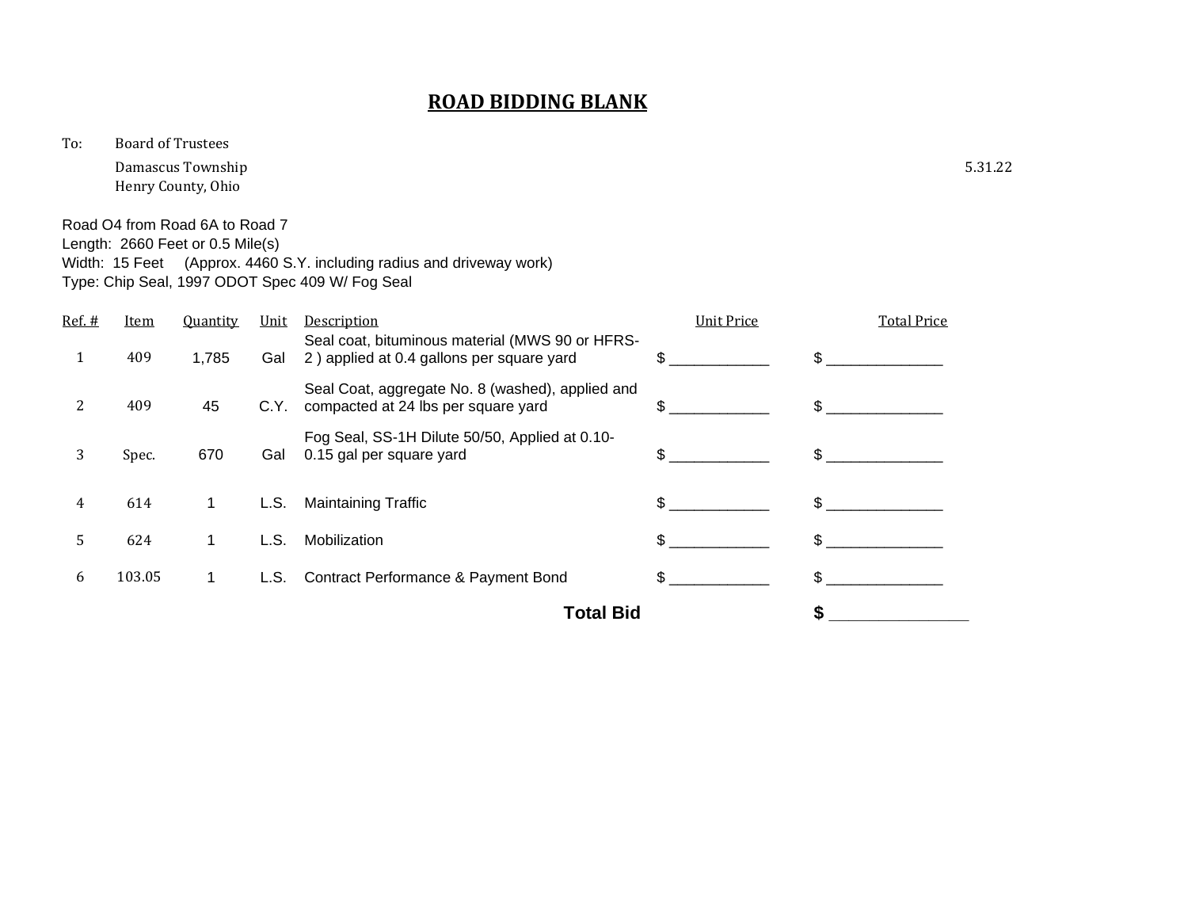# ROAD BIDDING BLANK

To: Board of Trustees
Damascus Township
Henry County, Ohio

5.31.22

Road O4 from Road 6A to Road 7
Length: 2660 Feet or 0.5 Mile(s)
Width: 15 Feet (Approx. 4460 S.Y. including radius and driveway work)
Type: Chip Seal, 1997 ODOT Spec 409 W/ Fog Seal

| Ref. # | Item | Quantity | Unit | Description | Unit Price | Total Price |
|---|---|---|---|---|---|---|
| 1 | 409 | 1,785 | Gal | Seal coat, bituminous material (MWS 90 or HFRS-2 ) applied at 0.4 gallons per square yard | $ ____________ | $ ______________ |
| 2 | 409 | 45 | C.Y. | Seal Coat, aggregate No. 8 (washed), applied and compacted at 24 lbs per square yard | $ ____________ | $ ______________ |
| 3 | Spec. | 670 | Gal | Fog Seal, SS-1H Dilute 50/50, Applied at 0.10-0.15 gal per square yard | $ ____________ | $ ______________ |
| 4 | 614 | 1 | L.S. | Maintaining Traffic | $ ____________ | $ ______________ |
| 5 | 624 | 1 | L.S. | Mobilization | $ ____________ | $ ______________ |
| 6 | 103.05 | 1 | L.S. | Contract Performance & Payment Bond | $ ____________ | $ ______________ |
| | | | | **Total Bid** | | **$** __________________ |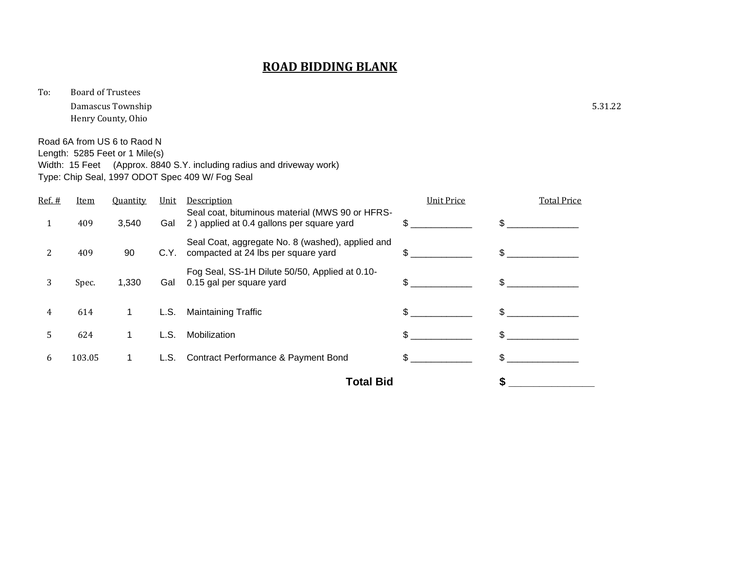# ROAD BIDDING BLANK

To: Board of Trustees
Damascus Township
Henry County, Ohio

5.31.22

Road 6A from US 6 to Raod N
Length: 5285 Feet or 1 Mile(s)
Width: 15 Feet (Approx. 8840 S.Y. including radius and driveway work)
Type: Chip Seal, 1997 ODOT Spec 409 W/ Fog Seal

| Ref. # | Item | Quantity | Unit | Description | Unit Price | Total Price |
|---|---|---|---|---|---|---|
| 1 | 409 | 3,540 | Gal | Seal coat, bituminous material (MWS 90 or HFRS-2 ) applied at 0.4 gallons per square yard | $ ____________ | $ ______________ |
| 2 | 409 | 90 | C.Y. | Seal Coat, aggregate No. 8 (washed), applied and compacted at 24 lbs per square yard | $ ____________ | $ ______________ |
| 3 | Spec. | 1,330 | Gal | Fog Seal, SS-1H Dilute 50/50, Applied at 0.10-0.15 gal per square yard | $ ____________ | $ ______________ |
| 4 | 614 | 1 | L.S. | Maintaining Traffic | $ ____________ | $ ______________ |
| 5 | 624 | 1 | L.S. | Mobilization | $ ____________ | $ ______________ |
| 6 | 103.05 | 1 | L.S. | Contract Performance & Payment Bond | $ ____________ | $ ______________ |
| | | | | **Total Bid** | | **$** ________________ |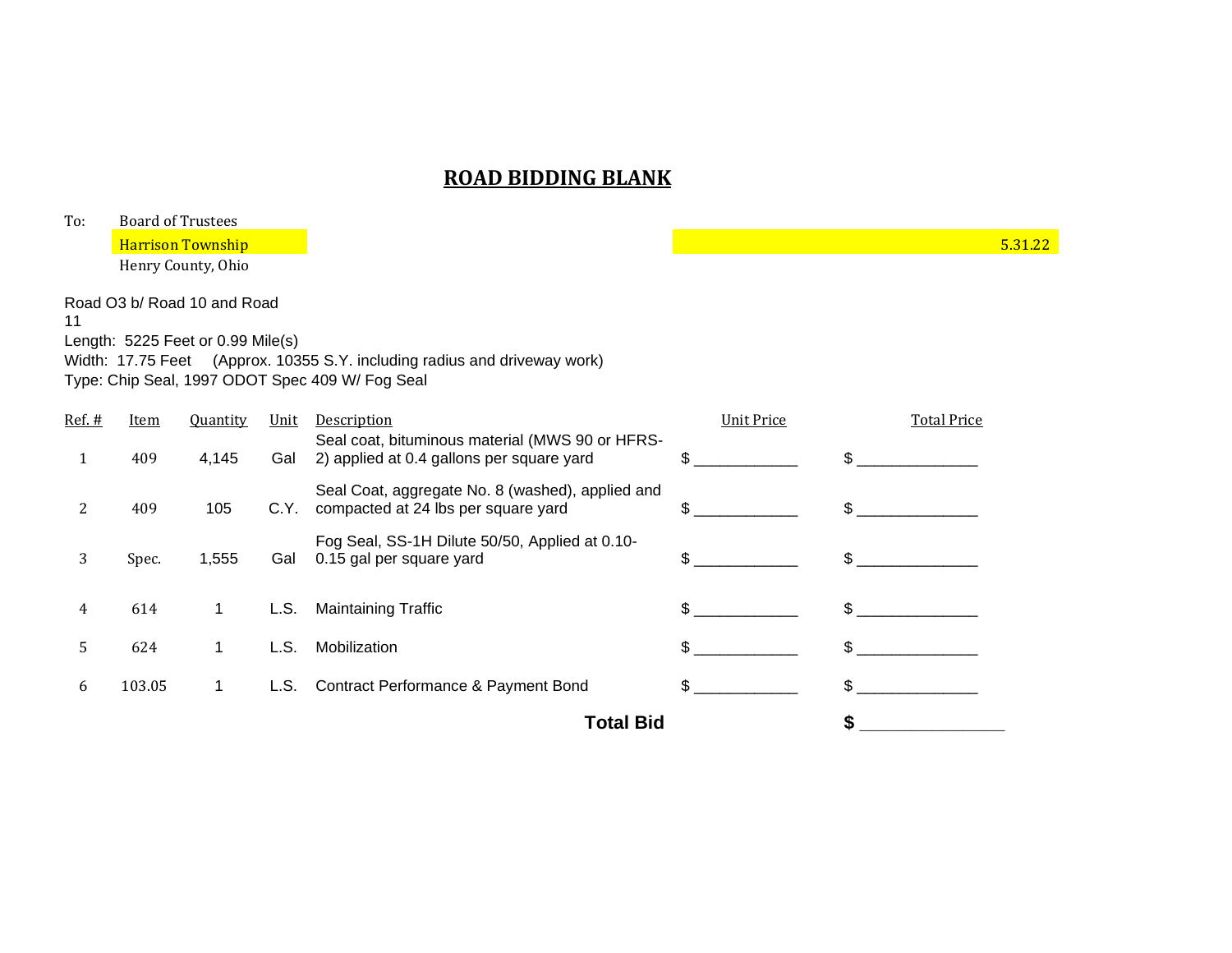# ROAD BIDDING BLANK

To: Board of Trustees
Harrison Township
Henry County, Ohio

5.31.22

Road O3 b/ Road 10 and Road 11
Length: 5225 Feet or 0.99 Mile(s)
Width: 17.75 Feet (Approx. 10355 S.Y. including radius and driveway work)
Type: Chip Seal, 1997 ODOT Spec 409 W/ Fog Seal

| Ref. # | Item | Quantity | Unit | Description | Unit Price | Total Price |
|---|---|---|---|---|---|---|
| 1 | 409 | 4,145 | Gal | Seal coat, bituminous material (MWS 90 or HFRS-2) applied at 0.4 gallons per square yard | $ ____________ | $ ______________ |
| 2 | 409 | 105 | C.Y. | Seal Coat, aggregate No. 8 (washed), applied and compacted at 24 lbs per square yard | $ ____________ | $ ______________ |
| 3 | Spec. | 1,555 | Gal | Fog Seal, SS-1H Dilute 50/50, Applied at 0.10-0.15 gal per square yard | $ ____________ | $ ______________ |
| 4 | 614 | 1 | L.S. | Maintaining Traffic | $ ____________ | $ ______________ |
| 5 | 624 | 1 | L.S. | Mobilization | $ ____________ | $ ______________ |
| 6 | 103.05 | 1 | L.S. | Contract Performance & Payment Bond | $ ____________ | $ ______________ |
| | | | | **Total Bid** | | **$** ________________ |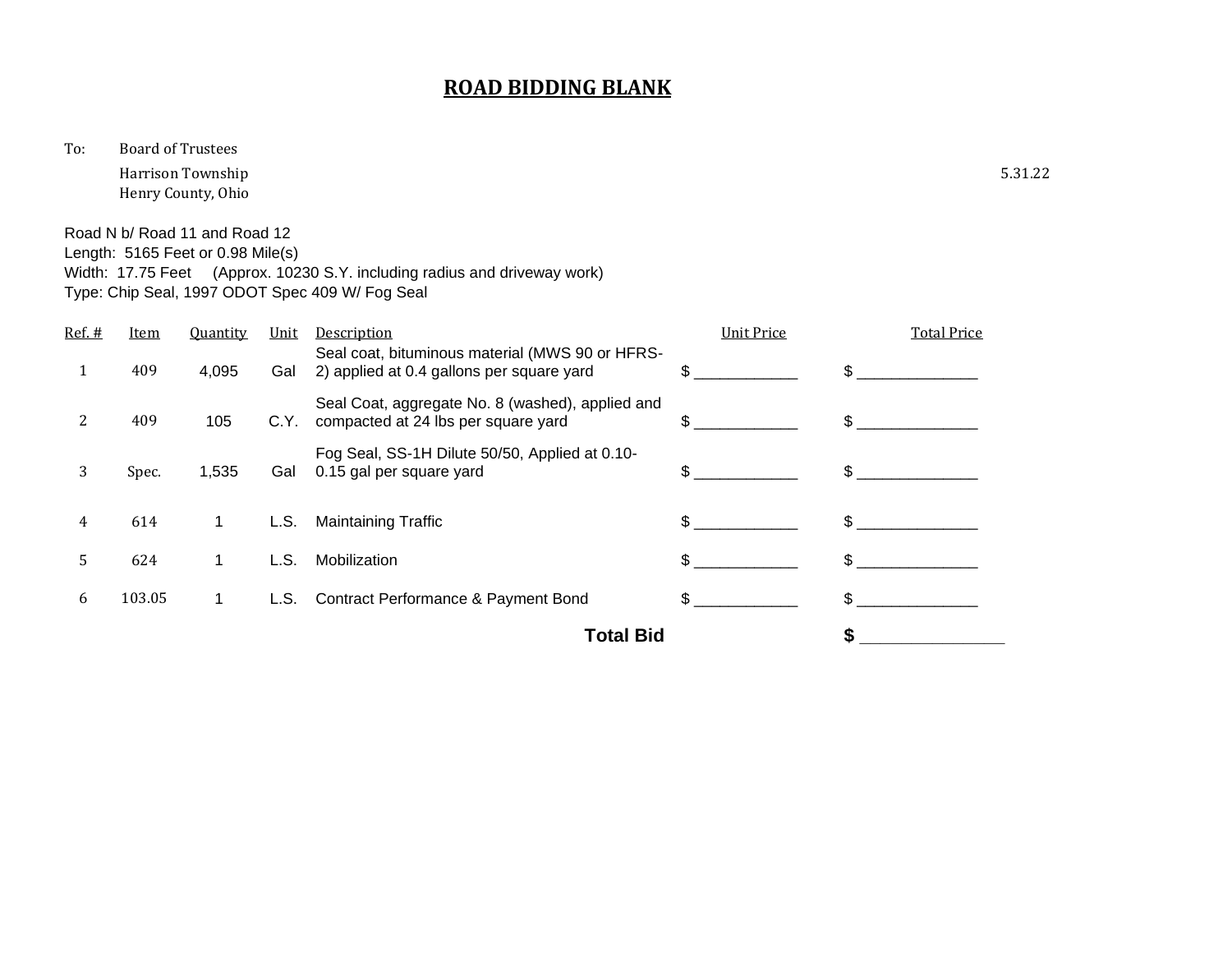# ROAD BIDDING BLANK

To: Board of Trustees
Harrison Township
Henry County, Ohio

5.31.22

Road N b/ Road 11 and Road 12
Length: 5165 Feet or 0.98 Mile(s)
Width: 17.75 Feet (Approx. 10230 S.Y. including radius and driveway work)
Type: Chip Seal, 1997 ODOT Spec 409 W/ Fog Seal

| Ref. # | Item | Quantity | Unit | Description | Unit Price | Total Price |
|---|---|---|---|---|---|---|
| 1 | 409 | 4,095 | Gal | Seal coat, bituminous material (MWS 90 or HFRS-2) applied at 0.4 gallons per square yard | $ ____________ | $ ______________ |
| 2 | 409 | 105 | C.Y. | Seal Coat, aggregate No. 8 (washed), applied and compacted at 24 lbs per square yard | $ ____________ | $ ______________ |
| 3 | Spec. | 1,535 | Gal | Fog Seal, SS-1H Dilute 50/50, Applied at 0.10-0.15 gal per square yard | $ ____________ | $ ______________ |
| 4 | 614 | 1 | L.S. | Maintaining Traffic | $ ____________ | $ ______________ |
| 5 | 624 | 1 | L.S. | Mobilization | $ ____________ | $ ______________ |
| 6 | 103.05 | 1 | L.S. | Contract Performance & Payment Bond | $ ____________ | $ ______________ |
| | | | | **Total Bid** | | **$** ________________ |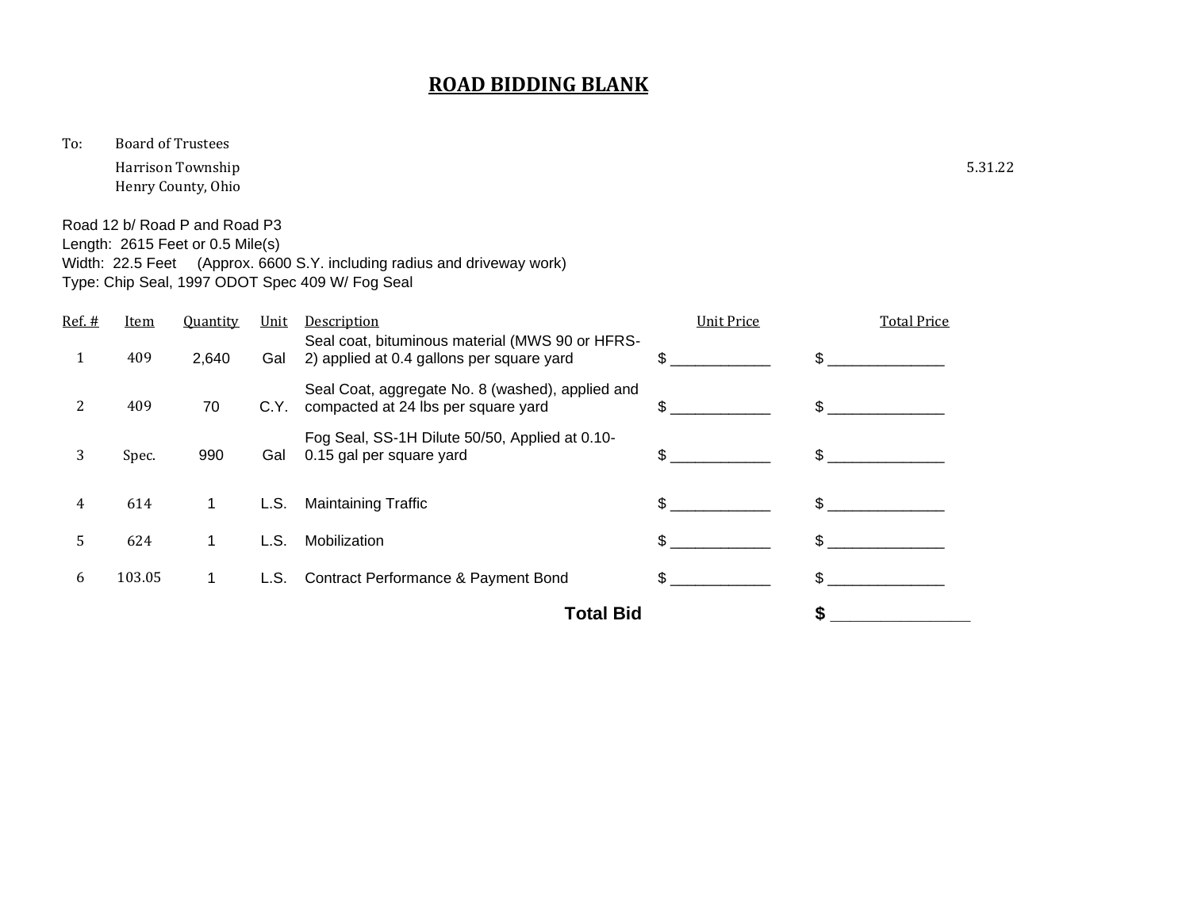# ROAD BIDDING BLANK

To: Board of Trustees
Harrison Township
Henry County, Ohio

5.31.22

Road 12 b/ Road P and Road P3
Length: 2615 Feet or 0.5 Mile(s)
Width: 22.5 Feet (Approx. 6600 S.Y. including radius and driveway work)
Type: Chip Seal, 1997 ODOT Spec 409 W/ Fog Seal

| Ref. # | Item | Quantity | Unit | Description | Unit Price | Total Price |
|---|---|---|---|---|---|---|
| 1 | 409 | 2,640 | Gal | Seal coat, bituminous material (MWS 90 or HFRS-2) applied at 0.4 gallons per square yard | $ ____________ | $ ______________ |
| 2 | 409 | 70 | C.Y. | Seal Coat, aggregate No. 8 (washed), applied and compacted at 24 lbs per square yard | $ ____________ | $ ______________ |
| 3 | Spec. | 990 | Gal | Fog Seal, SS-1H Dilute 50/50, Applied at 0.10-0.15 gal per square yard | $ ____________ | $ ______________ |
| 4 | 614 | 1 | L.S. | Maintaining Traffic | $ ____________ | $ ______________ |
| 5 | 624 | 1 | L.S. | Mobilization | $ ____________ | $ ______________ |
| 6 | 103.05 | 1 | L.S. | Contract Performance & Payment Bond | $ ____________ | $ ______________ |
| | | | | **Total Bid** | | **$** ________________ |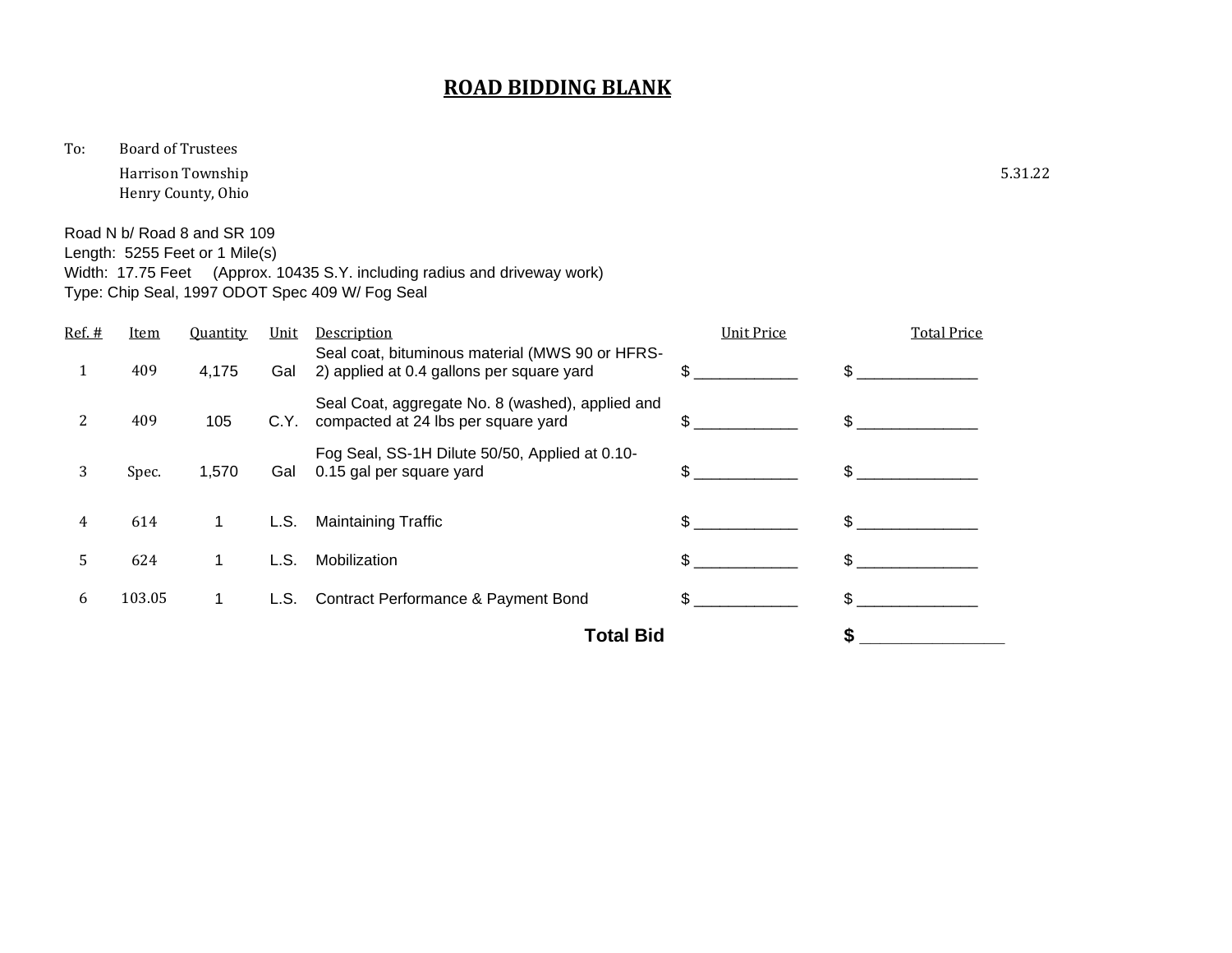# ROAD BIDDING BLANK

To: Board of Trustees
Harrison Township
Henry County, Ohio

5.31.22

Road N b/ Road 8 and SR 109
Length: 5255 Feet or 1 Mile(s)
Width: 17.75 Feet (Approx. 10435 S.Y. including radius and driveway work)
Type: Chip Seal, 1997 ODOT Spec 409 W/ Fog Seal

| Ref. # | Item | Quantity | Unit | Description | Unit Price | Total Price |
|---|---|---|---|---|---|---|
| 1 | 409 | 4,175 | Gal | Seal coat, bituminous material (MWS 90 or HFRS-2) applied at 0.4 gallons per square yard | $ ____________ | $ ______________ |
| 2 | 409 | 105 | C.Y. | Seal Coat, aggregate No. 8 (washed), applied and compacted at 24 lbs per square yard | $ ____________ | $ ______________ |
| 3 | Spec. | 1,570 | Gal | Fog Seal, SS-1H Dilute 50/50, Applied at 0.10-0.15 gal per square yard | $ ____________ | $ ______________ |
| 4 | 614 | 1 | L.S. | Maintaining Traffic | $ ____________ | $ ______________ |
| 5 | 624 | 1 | L.S. | Mobilization | $ ____________ | $ ______________ |
| 6 | 103.05 | 1 | L.S. | Contract Performance & Payment Bond | $ ____________ | $ ______________ |
| | | | | **Total Bid** | | **$** ________________ |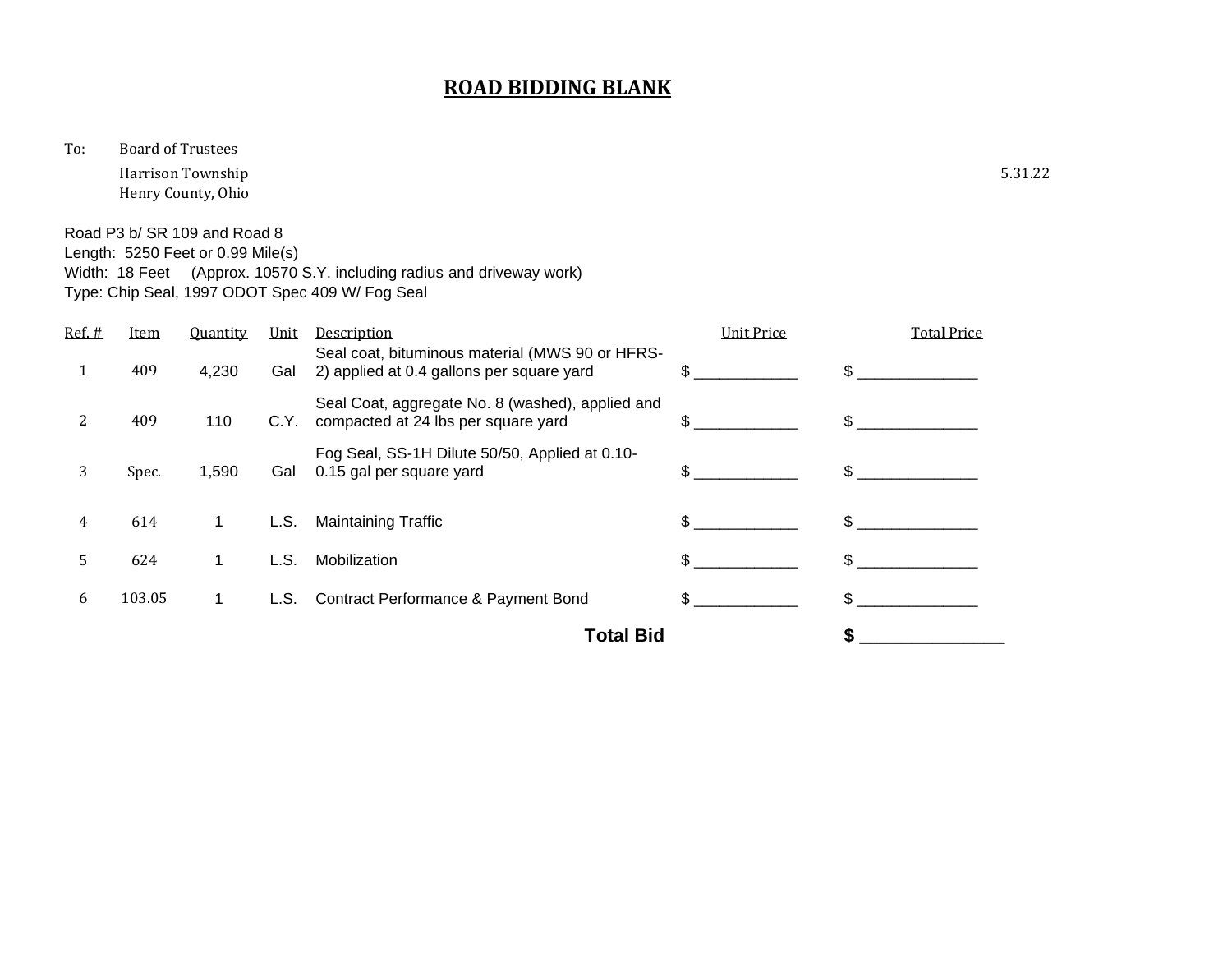# ROAD BIDDING BLANK

To: Board of Trustees
Harrison Township
Henry County, Ohio

5.31.22

Road P3 b/ SR 109 and Road 8
Length: 5250 Feet or 0.99 Mile(s)
Width: 18 Feet (Approx. 10570 S.Y. including radius and driveway work)
Type: Chip Seal, 1997 ODOT Spec 409 W/ Fog Seal

| Ref. # | Item | Quantity | Unit | Description | Unit Price | Total Price |
|---|---|---|---|---|---|---|
| 1 | 409 | 4,230 | Gal | Seal coat, bituminous material (MWS 90 or HFRS-2) applied at 0.4 gallons per square yard | $ ____________ | $ ______________ |
| 2 | 409 | 110 | C.Y. | Seal Coat, aggregate No. 8 (washed), applied and compacted at 24 lbs per square yard | $ ____________ | $ ______________ |
| 3 | Spec. | 1,590 | Gal | Fog Seal, SS-1H Dilute 50/50, Applied at 0.10-0.15 gal per square yard | $ ____________ | $ ______________ |
| 4 | 614 | 1 | L.S. | Maintaining Traffic | $ ____________ | $ ______________ |
| 5 | 624 | 1 | L.S. | Mobilization | $ ____________ | $ ______________ |
| 6 | 103.05 | 1 | L.S. | Contract Performance & Payment Bond | $ ____________ | $ ______________ |
| | | | | **Total Bid** | | **$** ________________ |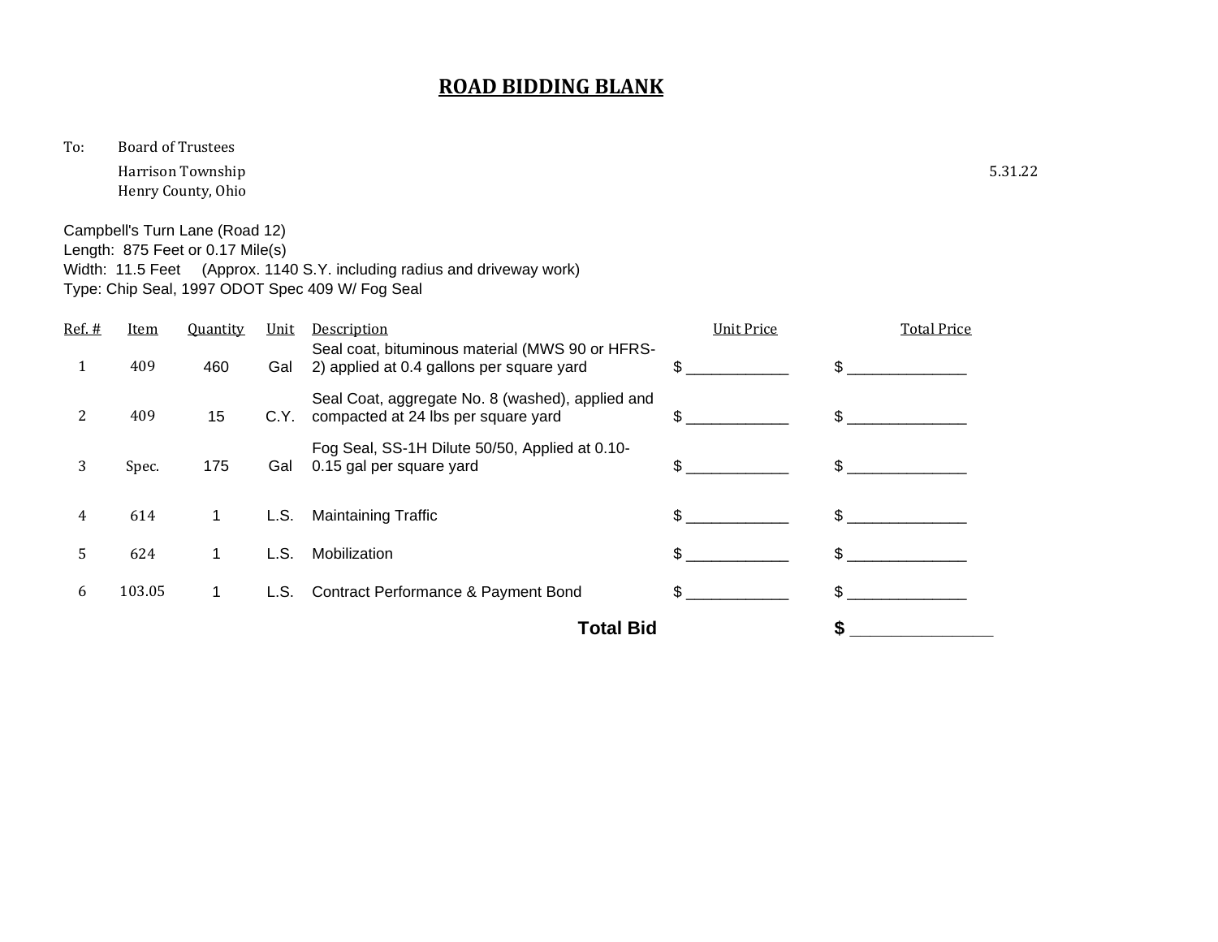# ROAD BIDDING BLANK

To: Board of Trustees
Harrison Township
Henry County, Ohio

5.31.22

Campbell's Turn Lane (Road 12)
Length: 875 Feet or 0.17 Mile(s)
Width: 11.5 Feet (Approx. 1140 S.Y. including radius and driveway work)
Type: Chip Seal, 1997 ODOT Spec 409 W/ Fog Seal

| Ref. # | Item | Quantity | Unit | Description | Unit Price | Total Price |
|---|---|---|---|---|---|---|
| 1 | 409 | 460 | Gal | Seal coat, bituminous material (MWS 90 or HFRS-2) applied at 0.4 gallons per square yard | $ ____________ | $ ______________ |
| 2 | 409 | 15 | C.Y. | Seal Coat, aggregate No. 8 (washed), applied and compacted at 24 lbs per square yard | $ ____________ | $ ______________ |
| 3 | Spec. | 175 | Gal | Fog Seal, SS-1H Dilute 50/50, Applied at 0.10-0.15 gal per square yard | $ ____________ | $ ______________ |
| 4 | 614 | 1 | L.S. | Maintaining Traffic | $ ____________ | $ ______________ |
| 5 | 624 | 1 | L.S. | Mobilization | $ ____________ | $ ______________ |
| 6 | 103.05 | 1 | L.S. | Contract Performance & Payment Bond | $ ____________ | $ ______________ |
| | | | | **Total Bid** | | **$** ________________ |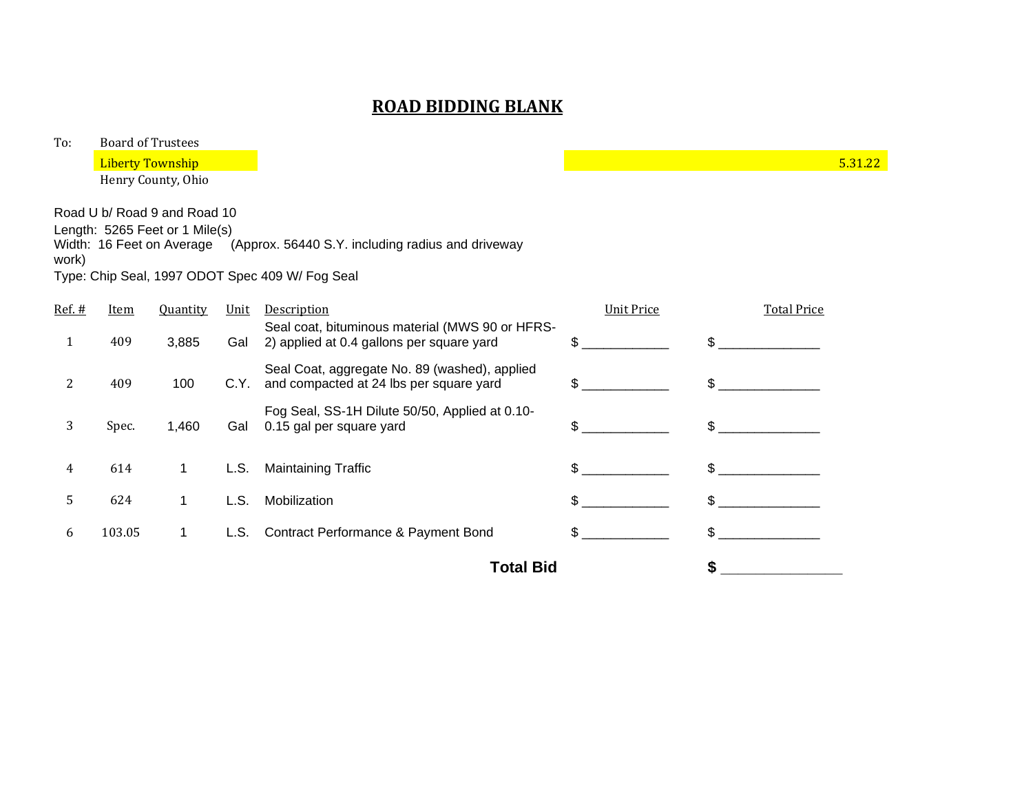# ROAD BIDDING BLANK

To: Board of Trustees
Liberty Township
Henry County, Ohio

5.31.22

Road U b/ Road 9 and Road 10
Length: 5265 Feet or 1 Mile(s)
Width: 16 Feet on Average (Approx. 56440 S.Y. including radius and driveway work)
Type: Chip Seal, 1997 ODOT Spec 409 W/ Fog Seal

| Ref. # | Item | Quantity | Unit | Description | Unit Price | Total Price |
|---|---|---|---|---|---|---|
| 1 | 409 | 3,885 | Gal | Seal coat, bituminous material (MWS 90 or HFRS-2) applied at 0.4 gallons per square yard | $ ____________ | $ ______________ |
| 2 | 409 | 100 | C.Y. | Seal Coat, aggregate No. 89 (washed), applied and compacted at 24 lbs per square yard | $ ____________ | $ ______________ |
| 3 | Spec. | 1,460 | Gal | Fog Seal, SS-1H Dilute 50/50, Applied at 0.10-0.15 gal per square yard | $ ____________ | $ ______________ |
| 4 | 614 | 1 | L.S. | Maintaining Traffic | $ ____________ | $ ______________ |
| 5 | 624 | 1 | L.S. | Mobilization | $ ____________ | $ ______________ |
| 6 | 103.05 | 1 | L.S. | Contract Performance & Payment Bond | $ ____________ | $ ______________ |
| | | | | **Total Bid** | | **$** ________________ |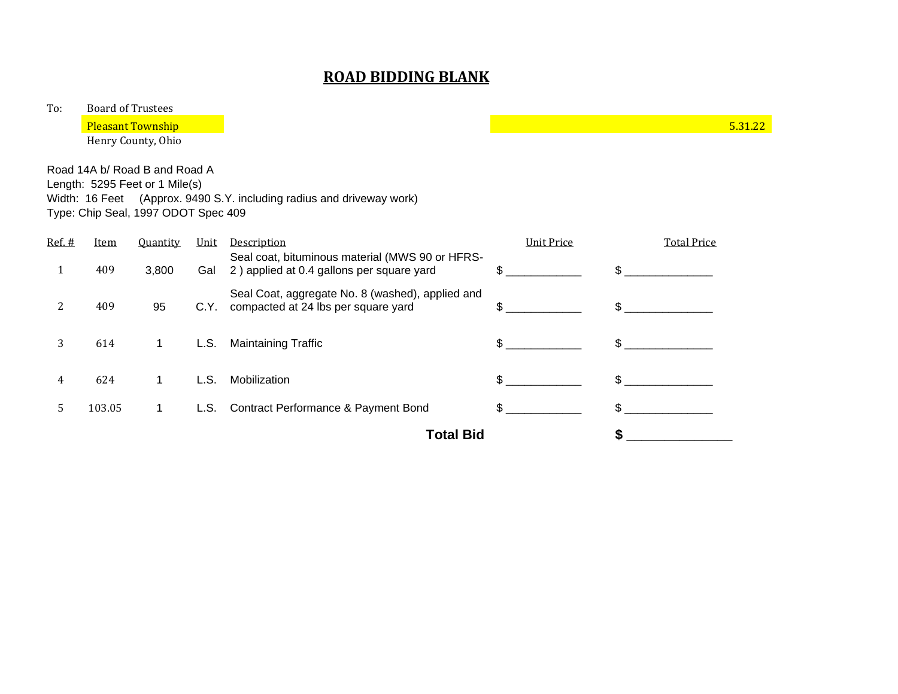# ROAD BIDDING BLANK

To: Board of Trustees
Pleasant Township
Henry County, Ohio

5.31.22

Road 14A b/ Road B and Road A
Length: 5295 Feet or 1 Mile(s)
Width: 16 Feet (Approx. 9490 S.Y. including radius and driveway work)
Type: Chip Seal, 1997 ODOT Spec 409

| Ref. # | Item | Quantity | Unit | Description | Unit Price | Total Price |
|---|---|---|---|---|---|---|
| 1 | 409 | 3,800 | Gal | Seal coat, bituminous material (MWS 90 or HFRS-2 ) applied at 0.4 gallons per square yard | $ ____________ | $ ______________ |
| 2 | 409 | 95 | C.Y. | Seal Coat, aggregate No. 8 (washed), applied and compacted at 24 lbs per square yard | $ ____________ | $ ______________ |
| 3 | 614 | 1 | L.S. | Maintaining Traffic | $ ____________ | $ ______________ |
| 4 | 624 | 1 | L.S. | Mobilization | $ ____________ | $ ______________ |
| 5 | 103.05 | 1 | L.S. | Contract Performance & Payment Bond | $ ____________ | $ ______________ |
| | | | | **Total Bid** | | **$** ________________ |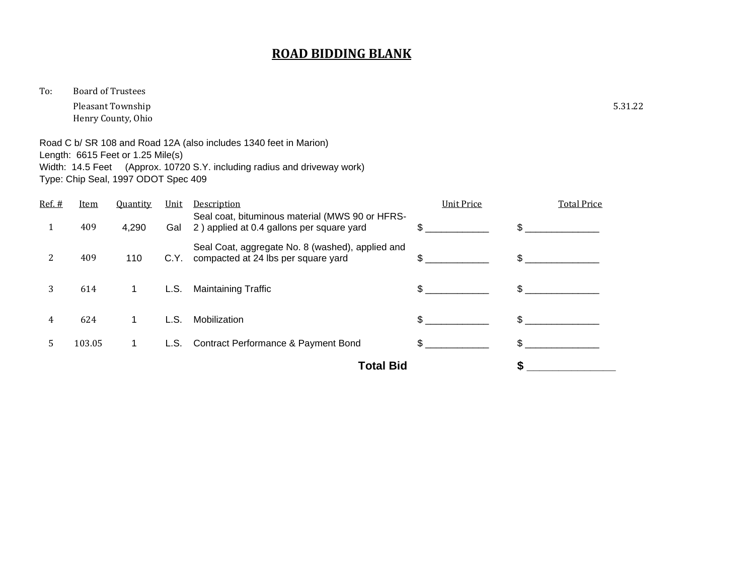# ROAD BIDDING BLANK

To: Board of Trustees
Pleasant Township
Henry County, Ohio

5.31.22

Road C b/ SR 108 and Road 12A (also includes 1340 feet in Marion)
Length: 6615 Feet or 1.25 Mile(s)
Width: 14.5 Feet (Approx. 10720 S.Y. including radius and driveway work)
Type: Chip Seal, 1997 ODOT Spec 409

| Ref. # | Item | Quantity | Unit | Description | Unit Price | Total Price |
|---|---|---|---|---|---|---|
| 1 | 409 | 4,290 | Gal | Seal coat, bituminous material (MWS 90 or HFRS-2 ) applied at 0.4 gallons per square yard | $ ____________ | $ ______________ |
| 2 | 409 | 110 | C.Y. | Seal Coat, aggregate No. 8 (washed), applied and compacted at 24 lbs per square yard | $ ____________ | $ ______________ |
| 3 | 614 | 1 | L.S. | Maintaining Traffic | $ ____________ | $ ______________ |
| 4 | 624 | 1 | L.S. | Mobilization | $ ____________ | $ ______________ |
| 5 | 103.05 | 1 | L.S. | Contract Performance & Payment Bond | $ ____________ | $ ______________ |
| | | | | **Total Bid** | | **$** ________________ |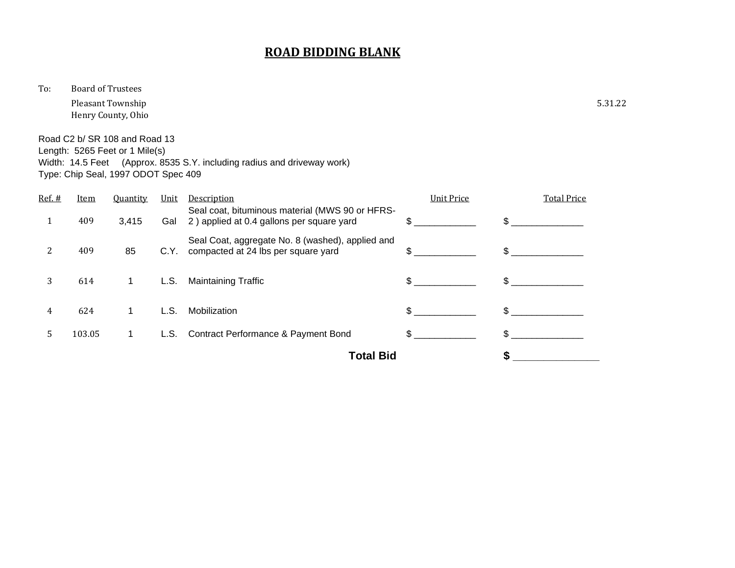# ROAD BIDDING BLANK

To: Board of Trustees
Pleasant Township
Henry County, Ohio

5.31.22

Road C2 b/ SR 108 and Road 13
Length: 5265 Feet or 1 Mile(s)
Width: 14.5 Feet (Approx. 8535 S.Y. including radius and driveway work)
Type: Chip Seal, 1997 ODOT Spec 409

| Ref. # | Item | Quantity | Unit | Description | Unit Price | Total Price |
|---|---|---|---|---|---|---|
| 1 | 409 | 3,415 | Gal | Seal coat, bituminous material (MWS 90 or HFRS-2 ) applied at 0.4 gallons per square yard | $ ____________ | $ ______________ |
| 2 | 409 | 85 | C.Y. | Seal Coat, aggregate No. 8 (washed), applied and compacted at 24 lbs per square yard | $ ____________ | $ ______________ |
| 3 | 614 | 1 | L.S. | Maintaining Traffic | $ ____________ | $ ______________ |
| 4 | 624 | 1 | L.S. | Mobilization | $ ____________ | $ ______________ |
| 5 | 103.05 | 1 | L.S. | Contract Performance & Payment Bond | $ ____________ | $ ______________ |
| | | | | **Total Bid** | | **$ ________________** |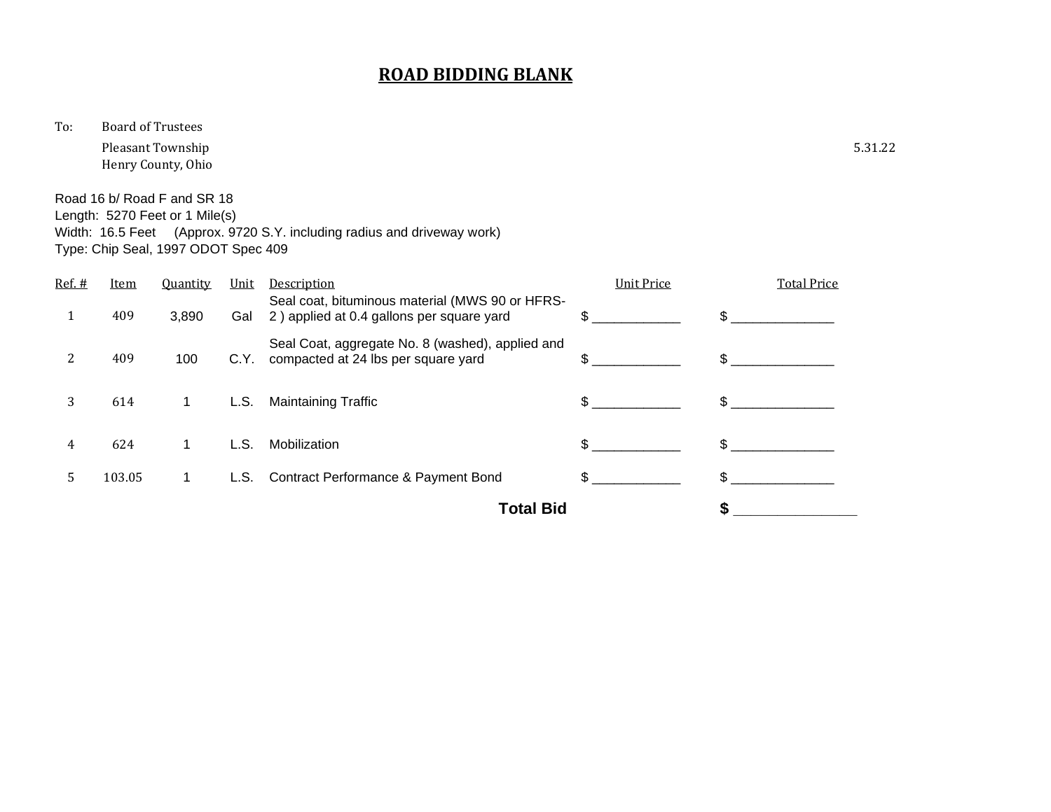# ROAD BIDDING BLANK

To: Board of Trustees
Pleasant Township
Henry County, Ohio

5.31.22

Road 16 b/ Road F and SR 18
Length: 5270 Feet or 1 Mile(s)
Width: 16.5 Feet (Approx. 9720 S.Y. including radius and driveway work)
Type: Chip Seal, 1997 ODOT Spec 409

| Ref. # | Item | Quantity | Unit | Description | Unit Price | Total Price |
|---|---|---|---|---|---|---|
| 1 | 409 | 3,890 | Gal | Seal coat, bituminous material (MWS 90 or HFRS-2 ) applied at 0.4 gallons per square yard | $ ____________ | $ ______________ |
| 2 | 409 | 100 | C.Y. | Seal Coat, aggregate No. 8 (washed), applied and compacted at 24 lbs per square yard | $ ____________ | $ ______________ |
| 3 | 614 | 1 | L.S. | Maintaining Traffic | $ ____________ | $ ______________ |
| 4 | 624 | 1 | L.S. | Mobilization | $ ____________ | $ ______________ |
| 5 | 103.05 | 1 | L.S. | Contract Performance & Payment Bond | $ ____________ | $ ______________ |
| | | | | **Total Bid** | | **$** ________________ |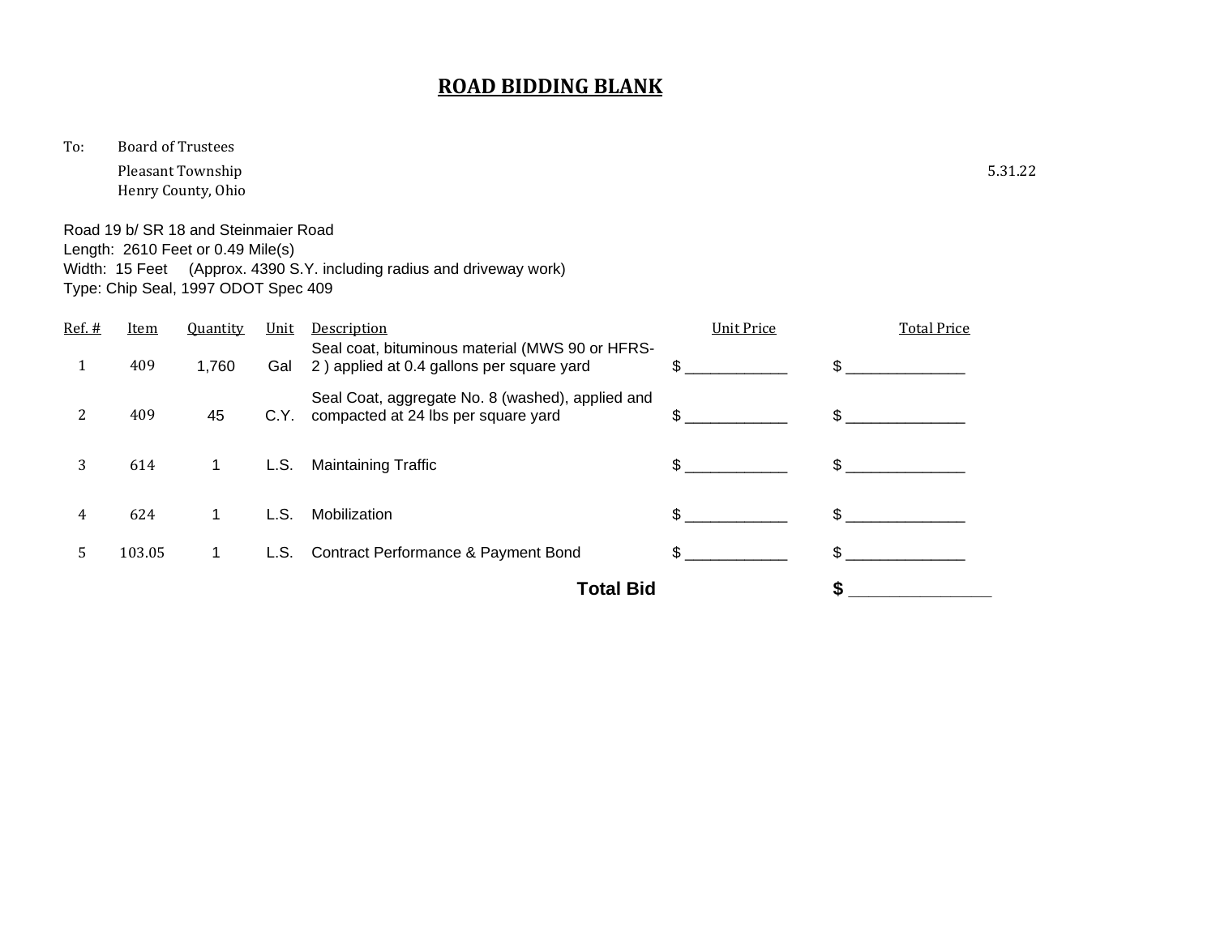# ROAD BIDDING BLANK

To: Board of Trustees
Pleasant Township
Henry County, Ohio

5.31.22

Road 19 b/ SR 18 and Steinmaier Road
Length: 2610 Feet or 0.49 Mile(s)
Width: 15 Feet (Approx. 4390 S.Y. including radius and driveway work)
Type: Chip Seal, 1997 ODOT Spec 409

| Ref. # | Item | Quantity | Unit | Description | Unit Price | Total Price |
|---|---|---|---|---|---|---|
| 1 | 409 | 1,760 | Gal | Seal coat, bituminous material (MWS 90 or HFRS-2 ) applied at 0.4 gallons per square yard | $ ____________ | $ ______________ |
| 2 | 409 | 45 | C.Y. | Seal Coat, aggregate No. 8 (washed), applied and compacted at 24 lbs per square yard | $ ____________ | $ ______________ |
| 3 | 614 | 1 | L.S. | Maintaining Traffic | $ ____________ | $ ______________ |
| 4 | 624 | 1 | L.S. | Mobilization | $ ____________ | $ ______________ |
| 5 | 103.05 | 1 | L.S. | Contract Performance & Payment Bond | $ ____________ | $ ______________ |
| | | | | **Total Bid** | | **$ ________________** |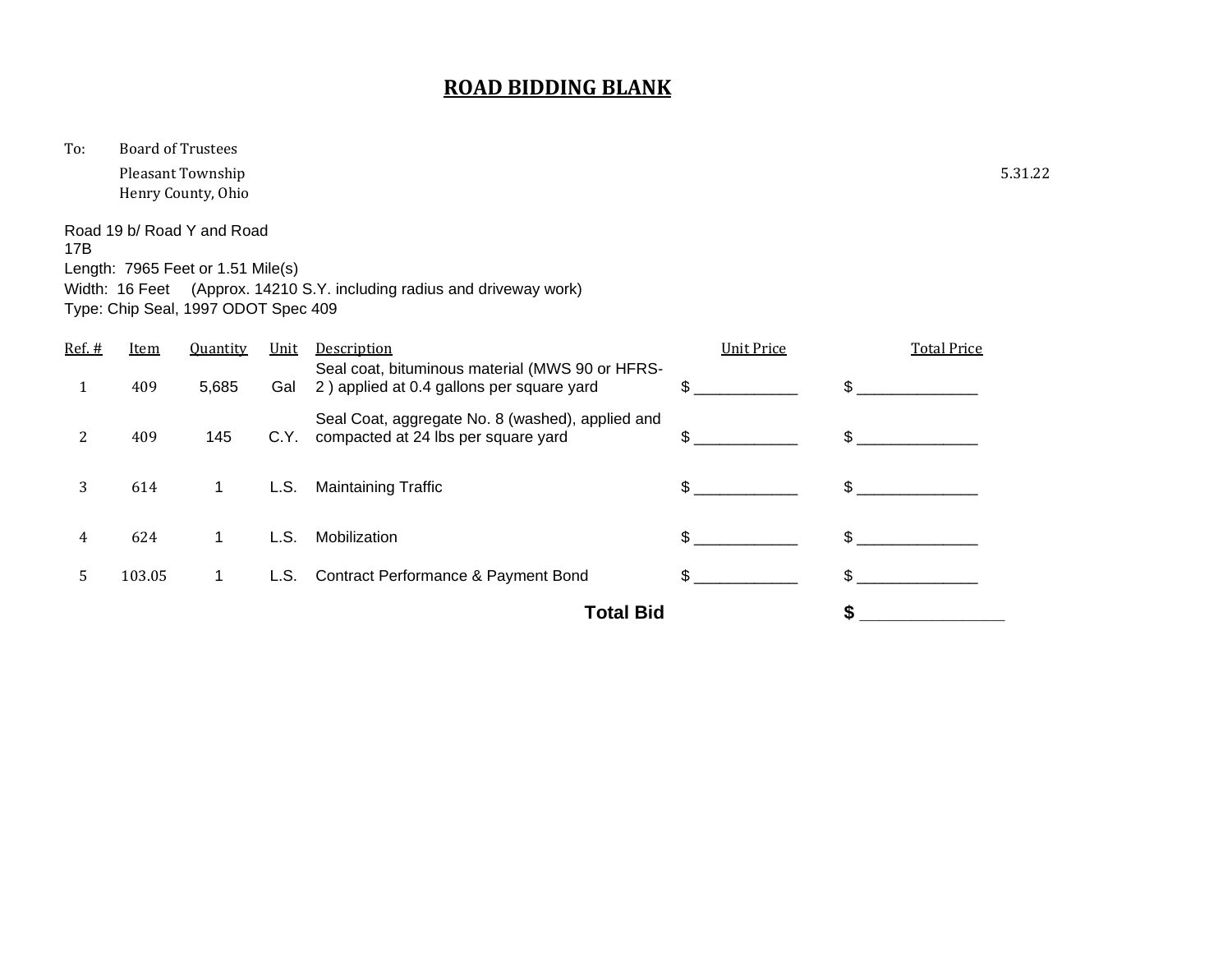# ROAD BIDDING BLANK

To: Board of Trustees
Pleasant Township
Henry County, Ohio

5.31.22

Road 19 b/ Road Y and Road 17B
Length: 7965 Feet or 1.51 Mile(s)
Width: 16 Feet (Approx. 14210 S.Y. including radius and driveway work)
Type: Chip Seal, 1997 ODOT Spec 409

| Ref. # | Item | Quantity | Unit | Description | Unit Price | Total Price |
|---|---|---|---|---|---|---|
| 1 | 409 | 5,685 | Gal | Seal coat, bituminous material (MWS 90 or HFRS-2 ) applied at 0.4 gallons per square yard | $ ____________ | $ ______________ |
| 2 | 409 | 145 | C.Y. | Seal Coat, aggregate No. 8 (washed), applied and compacted at 24 lbs per square yard | $ ____________ | $ ______________ |
| 3 | 614 | 1 | L.S. | Maintaining Traffic | $ ____________ | $ ______________ |
| 4 | 624 | 1 | L.S. | Mobilization | $ ____________ | $ ______________ |
| 5 | 103.05 | 1 | L.S. | Contract Performance & Payment Bond | $ ____________ | $ ______________ |
| | | | | **Total Bid** | | **$** ________________ |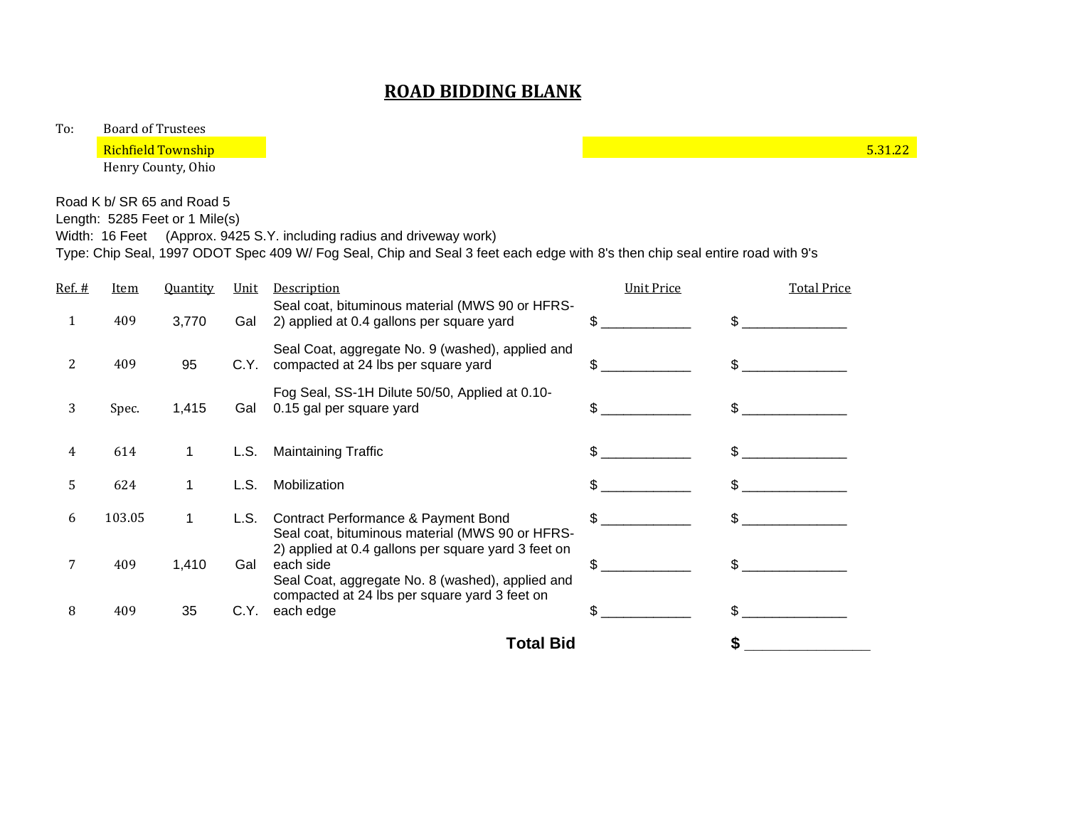# ROAD BIDDING BLANK

To: Board of Trustees
Richfield Township
Henry County, Ohio

5.31.22

Road K b/ SR 65 and Road 5
Length: 5285 Feet or 1 Mile(s)
Width: 16 Feet (Approx. 9425 S.Y. including radius and driveway work)
Type: Chip Seal, 1997 ODOT Spec 409 W/ Fog Seal, Chip and Seal 3 feet each edge with 8's then chip seal entire road with 9's

| Ref. # | Item | Quantity | Unit | Description | Unit Price | Total Price |
|---|---|---|---|---|---|---|
| 1 | 409 | 3,770 | Gal | Seal coat, bituminous material (MWS 90 or HFRS-2) applied at 0.4 gallons per square yard | $ ____________ | $ ______________ |
| 2 | 409 | 95 | C.Y. | Seal Coat, aggregate No. 9 (washed), applied and compacted at 24 lbs per square yard | $ ____________ | $ ______________ |
| 3 | Spec. | 1,415 | Gal | Fog Seal, SS-1H Dilute 50/50, Applied at 0.10-0.15 gal per square yard | $ ____________ | $ ______________ |
| 4 | 614 | 1 | L.S. | Maintaining Traffic | $ ____________ | $ ______________ |
| 5 | 624 | 1 | L.S. | Mobilization | $ ____________ | $ ______________ |
| 6 | 103.05 | 1 | L.S. | Contract Performance & Payment Bond | $ ____________ | $ ______________ |
| 7 | 409 | 1,410 | Gal | Seal coat, bituminous material (MWS 90 or HFRS-2) applied at 0.4 gallons per square yard 3 feet on each side | $ ____________ | $ ______________ |
| 8 | 409 | 35 | C.Y. | Seal Coat, aggregate No. 8 (washed), applied and compacted at 24 lbs per square yard 3 feet on each edge | $ ____________ | $ ______________ |
| | | | | **Total Bid** | | **$** ________________ |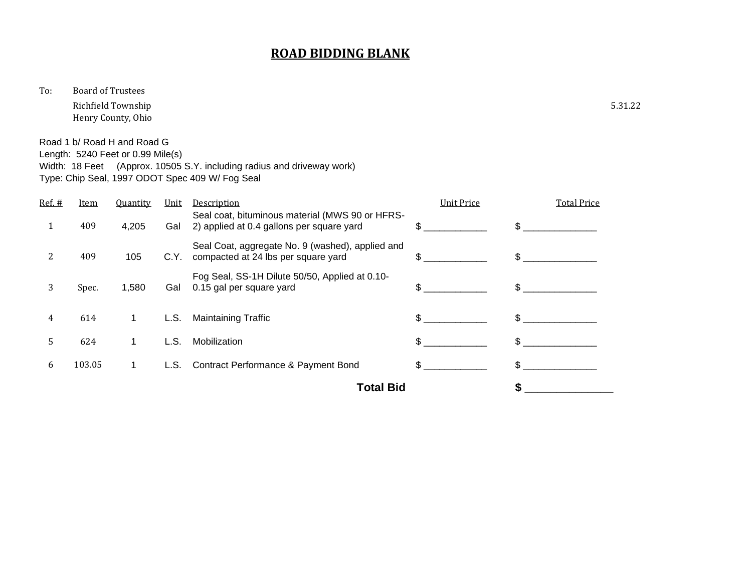# ROAD BIDDING BLANK

To: Board of Trustees
Richfield Township
Henry County, Ohio

5.31.22

Road 1 b/ Road H and Road G
Length: 5240 Feet or 0.99 Mile(s)
Width: 18 Feet (Approx. 10505 S.Y. including radius and driveway work)
Type: Chip Seal, 1997 ODOT Spec 409 W/ Fog Seal

| Ref. # | Item | Quantity | Unit | Description | Unit Price | Total Price |
|---|---|---|---|---|---|---|
| 1 | 409 | 4,205 | Gal | Seal coat, bituminous material (MWS 90 or HFRS-2) applied at 0.4 gallons per square yard | $ ____________ | $ ______________ |
| 2 | 409 | 105 | C.Y. | Seal Coat, aggregate No. 9 (washed), applied and compacted at 24 lbs per square yard | $ ____________ | $ ______________ |
| 3 | Spec. | 1,580 | Gal | Fog Seal, SS-1H Dilute 50/50, Applied at 0.10-0.15 gal per square yard | $ ____________ | $ ______________ |
| 4 | 614 | 1 | L.S. | Maintaining Traffic | $ ____________ | $ ______________ |
| 5 | 624 | 1 | L.S. | Mobilization | $ ____________ | $ ______________ |
| 6 | 103.05 | 1 | L.S. | Contract Performance & Payment Bond | $ ____________ | $ ______________ |
| | | | | **Total Bid** | | **$** ________________ |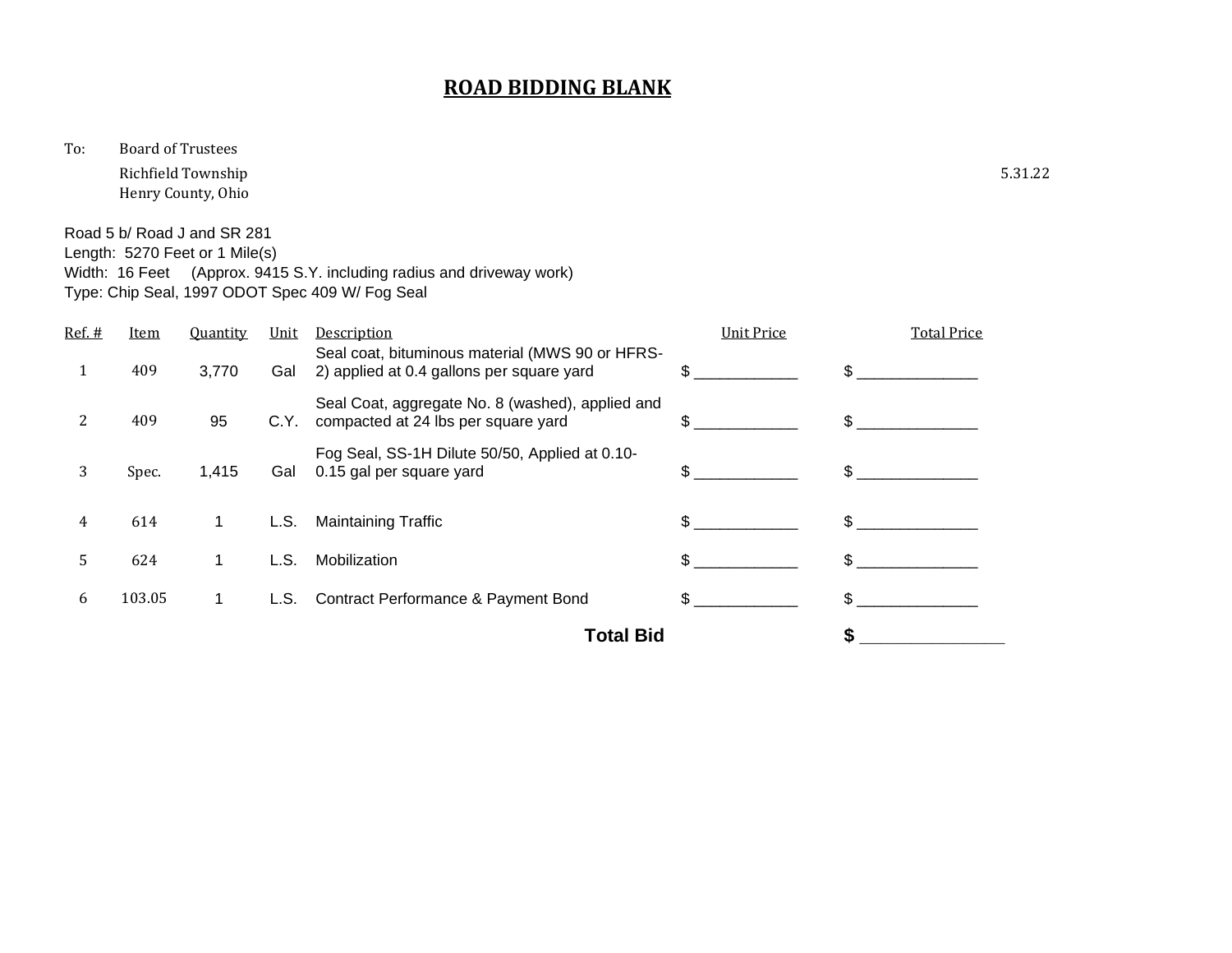# ROAD BIDDING BLANK

To: Board of Trustees
Richfield Township
Henry County, Ohio

5.31.22

Road 5 b/ Road J and SR 281
Length: 5270 Feet or 1 Mile(s)
Width: 16 Feet (Approx. 9415 S.Y. including radius and driveway work)
Type: Chip Seal, 1997 ODOT Spec 409 W/ Fog Seal

| Ref. # | Item | Quantity | Unit | Description | Unit Price | Total Price |
|---|---|---|---|---|---|---|
| 1 | 409 | 3,770 | Gal | Seal coat, bituminous material (MWS 90 or HFRS-2) applied at 0.4 gallons per square yard | $ ____________ | $ ______________ |
| 2 | 409 | 95 | C.Y. | Seal Coat, aggregate No. 8 (washed), applied and compacted at 24 lbs per square yard | $ ____________ | $ ______________ |
| 3 | Spec. | 1,415 | Gal | Fog Seal, SS-1H Dilute 50/50, Applied at 0.10-0.15 gal per square yard | $ ____________ | $ ______________ |
| 4 | 614 | 1 | L.S. | Maintaining Traffic | $ ____________ | $ ______________ |
| 5 | 624 | 1 | L.S. | Mobilization | $ ____________ | $ ______________ |
| 6 | 103.05 | 1 | L.S. | Contract Performance & Payment Bond | $ ____________ | $ ______________ |
| | | | | **Total Bid** | | **$** ________________ |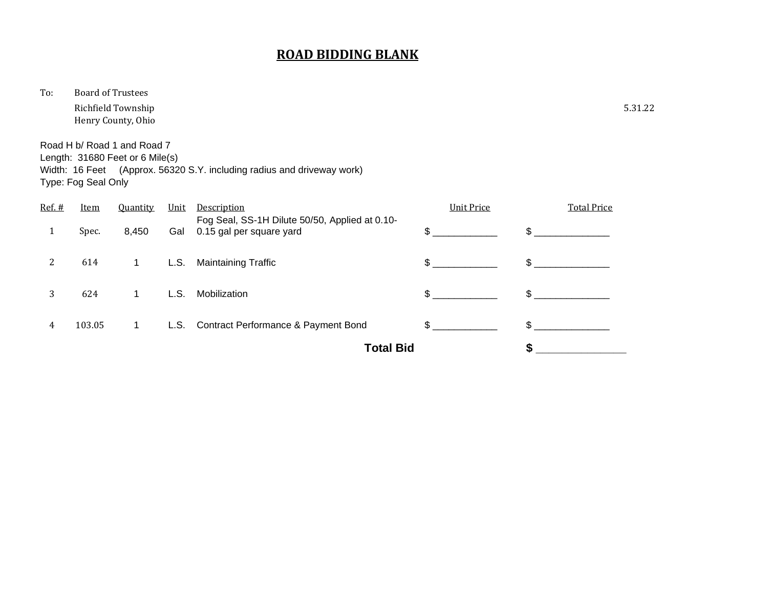# ROAD BIDDING BLANK

To: Board of Trustees
Richfield Township
Henry County, Ohio

5.31.22

Road H b/ Road 1 and Road 7
Length: 31680 Feet or 6 Mile(s)
Width: 16 Feet (Approx. 56320 S.Y. including radius and driveway work)
Type: Fog Seal Only

| Ref. # | Item | Quantity | Unit | Description | Unit Price | Total Price |
|---|---|---|---|---|---|---|
| 1 | Spec. | 8,450 | Gal | Fog Seal, SS-1H Dilute 50/50, Applied at 0.10-0.15 gal per square yard | $ ____________ | $ ______________ |
| 2 | 614 | 1 | L.S. | Maintaining Traffic | $ ____________ | $ ______________ |
| 3 | 624 | 1 | L.S. | Mobilization | $ ____________ | $ ______________ |
| 4 | 103.05 | 1 | L.S. | Contract Performance & Payment Bond | $ ____________ | $ ______________ |
| | | | | **Total Bid** | | **$** ________________ |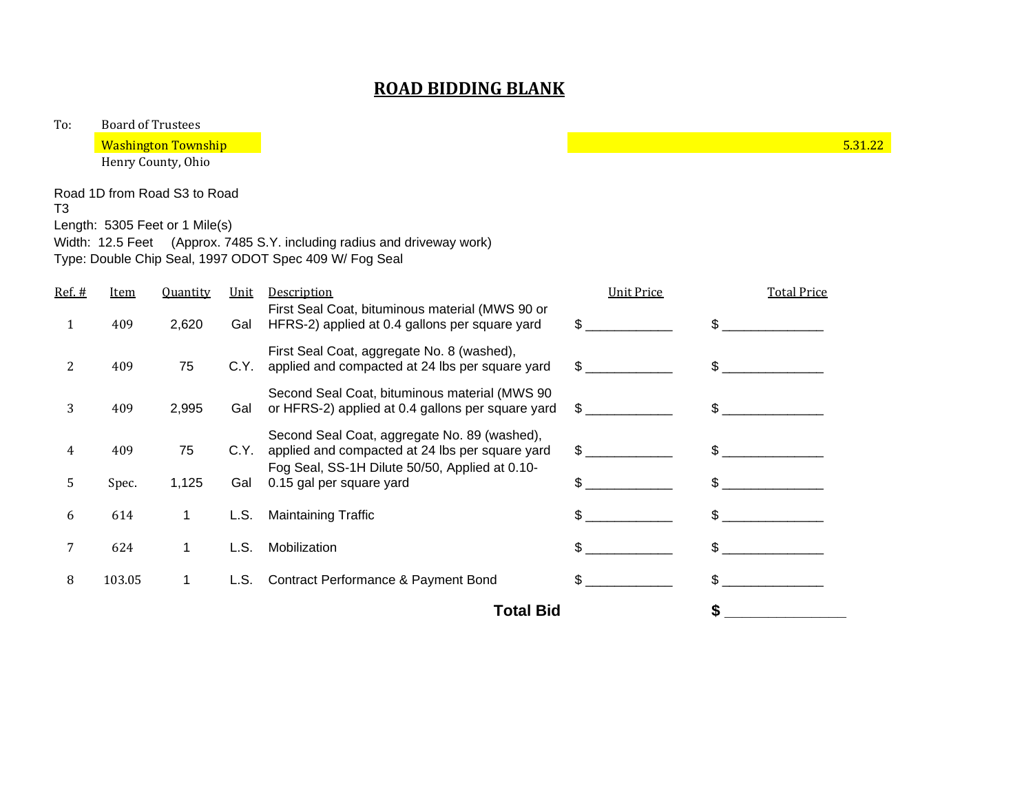# ROAD BIDDING BLANK

To: Board of Trustees
Washington Township
Henry County, Ohio

5.31.22

Road 1D from Road S3 to Road T3
Length: 5305 Feet or 1 Mile(s)
Width: 12.5 Feet (Approx. 7485 S.Y. including radius and driveway work)
Type: Double Chip Seal, 1997 ODOT Spec 409 W/ Fog Seal

| Ref. # | Item | Quantity | Unit | Description | Unit Price | Total Price |
|---|---|---|---|---|---|---|
| 1 | 409 | 2,620 | Gal | First Seal Coat, bituminous material (MWS 90 or HFRS-2) applied at 0.4 gallons per square yard | $ ____________ | $ ______________ |
| 2 | 409 | 75 | C.Y. | First Seal Coat, aggregate No. 8 (washed), applied and compacted at 24 lbs per square yard | $ ____________ | $ ______________ |
| 3 | 409 | 2,995 | Gal | Second Seal Coat, bituminous material (MWS 90 or HFRS-2) applied at 0.4 gallons per square yard | $ ____________ | $ ______________ |
| 4 | 409 | 75 | C.Y. | Second Seal Coat, aggregate No. 89 (washed), applied and compacted at 24 lbs per square yard | $ ____________ | $ ______________ |
| 5 | Spec. | 1,125 | Gal | Fog Seal, SS-1H Dilute 50/50, Applied at 0.10-0.15 gal per square yard | $ ____________ | $ ______________ |
| 6 | 614 | 1 | L.S. | Maintaining Traffic | $ ____________ | $ ______________ |
| 7 | 624 | 1 | L.S. | Mobilization | $ ____________ | $ ______________ |
| 8 | 103.05 | 1 | L.S. | Contract Performance & Payment Bond | $ ____________ | $ ______________ |
| | | | | **Total Bid** | | **$** ________________ |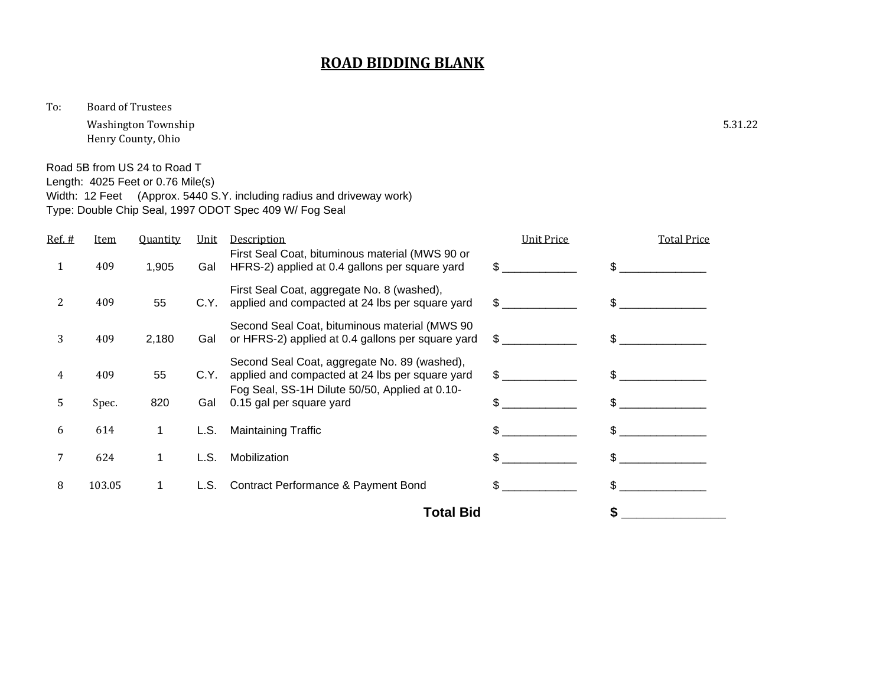# ROAD BIDDING BLANK

To: Board of Trustees
Washington Township
Henry County, Ohio

5.31.22

Road 5B from US 24 to Road T
Length: 4025 Feet or 0.76 Mile(s)
Width: 12 Feet (Approx. 5440 S.Y. including radius and driveway work)
Type: Double Chip Seal, 1997 ODOT Spec 409 W/ Fog Seal

| Ref. # | Item | Quantity | Unit | Description | Unit Price | Total Price |
|---|---|---|---|---|---|---|
| 1 | 409 | 1,905 | Gal | First Seal Coat, bituminous material (MWS 90 or HFRS-2) applied at 0.4 gallons per square yard | $ ____________ | $ ______________ |
| 2 | 409 | 55 | C.Y. | First Seal Coat, aggregate No. 8 (washed), applied and compacted at 24 lbs per square yard | $ ____________ | $ ______________ |
| 3 | 409 | 2,180 | Gal | Second Seal Coat, bituminous material (MWS 90 or HFRS-2) applied at 0.4 gallons per square yard | $ ____________ | $ ______________ |
| 4 | 409 | 55 | C.Y. | Second Seal Coat, aggregate No. 89 (washed), applied and compacted at 24 lbs per square yard | $ ____________ | $ ______________ |
| 5 | Spec. | 820 | Gal | Fog Seal, SS-1H Dilute 50/50, Applied at 0.10-0.15 gal per square yard | $ ____________ | $ ______________ |
| 6 | 614 | 1 | L.S. | Maintaining Traffic | $ ____________ | $ ______________ |
| 7 | 624 | 1 | L.S. | Mobilization | $ ____________ | $ ______________ |
| 8 | 103.05 | 1 | L.S. | Contract Performance & Payment Bond | $ ____________ | $ ______________ |
| | | | | **Total Bid** | | **$** ________________ |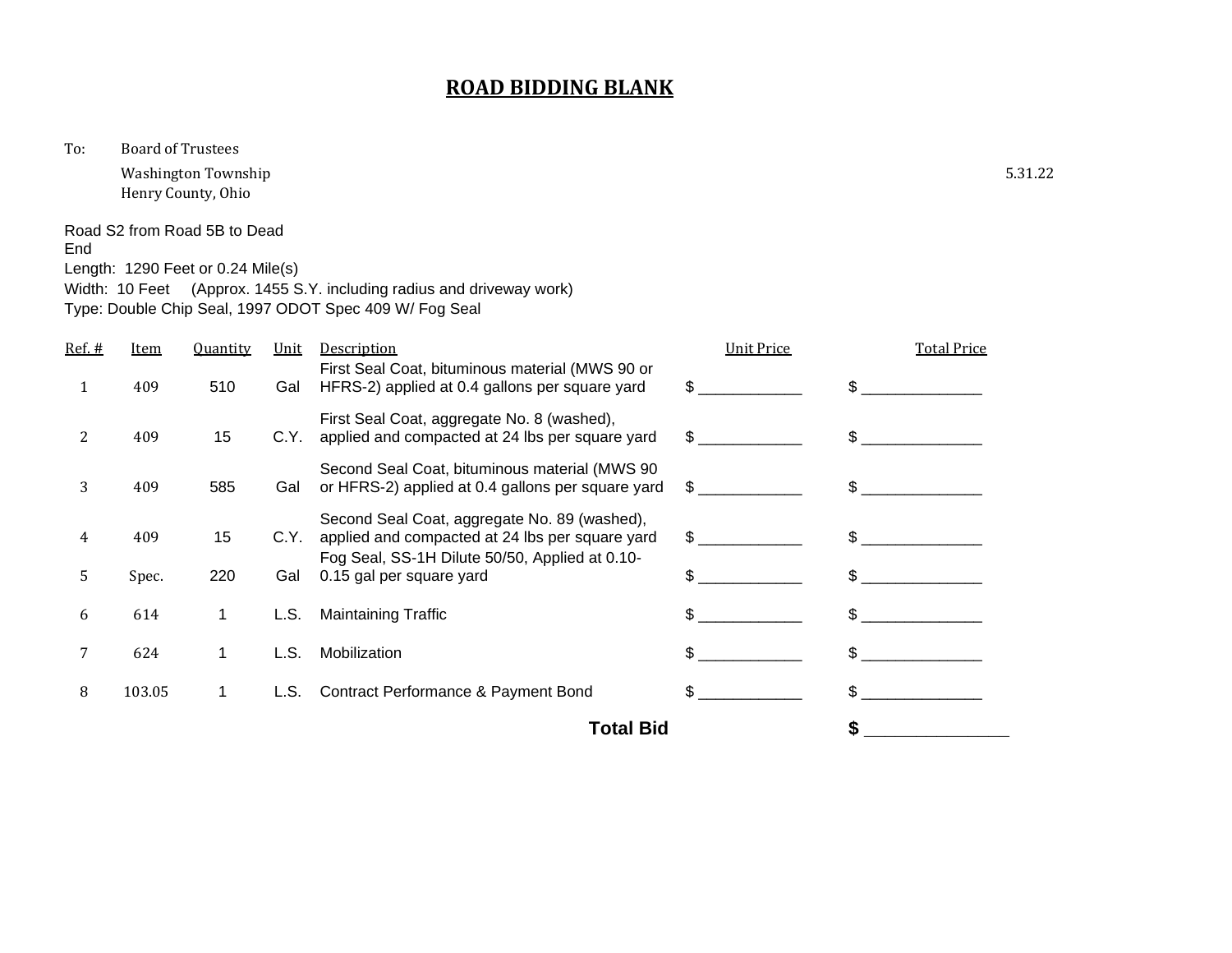# ROAD BIDDING BLANK

To: Board of Trustees
Washington Township
Henry County, Ohio

5.31.22

Road S2 from Road 5B to Dead End
Length: 1290 Feet or 0.24 Mile(s)
Width: 10 Feet (Approx. 1455 S.Y. including radius and driveway work)
Type: Double Chip Seal, 1997 ODOT Spec 409 W/ Fog Seal

| Ref. # | Item | Quantity | Unit | Description | Unit Price | Total Price |
|---|---|---|---|---|---|---|
| 1 | 409 | 510 | Gal | First Seal Coat, bituminous material (MWS 90 or HFRS-2) applied at 0.4 gallons per square yard | $ ____________ | $ ______________ |
| 2 | 409 | 15 | C.Y. | First Seal Coat, aggregate No. 8 (washed), applied and compacted at 24 lbs per square yard | $ ____________ | $ ______________ |
| 3 | 409 | 585 | Gal | Second Seal Coat, bituminous material (MWS 90 or HFRS-2) applied at 0.4 gallons per square yard | $ ____________ | $ ______________ |
| 4 | 409 | 15 | C.Y. | Second Seal Coat, aggregate No. 89 (washed), applied and compacted at 24 lbs per square yard | $ ____________ | $ ______________ |
| 5 | Spec. | 220 | Gal | Fog Seal, SS-1H Dilute 50/50, Applied at 0.10-0.15 gal per square yard | $ ____________ | $ ______________ |
| 6 | 614 | 1 | L.S. | Maintaining Traffic | $ ____________ | $ ______________ |
| 7 | 624 | 1 | L.S. | Mobilization | $ ____________ | $ ______________ |
| 8 | 103.05 | 1 | L.S. | Contract Performance & Payment Bond | $ ____________ | $ ______________ |
| | | | | **Total Bid** | | **$** ________________ |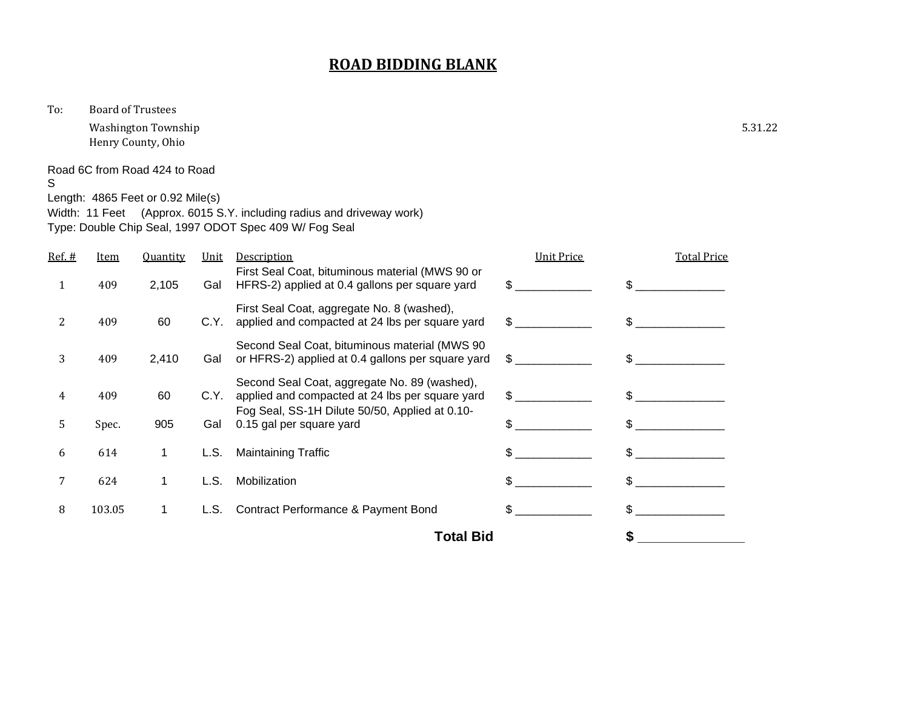# ROAD BIDDING BLANK

To: Board of Trustees
Washington Township
Henry County, Ohio

5.31.22

Road 6C from Road 424 to Road S
Length: 4865 Feet or 0.92 Mile(s)
Width: 11 Feet (Approx. 6015 S.Y. including radius and driveway work)
Type: Double Chip Seal, 1997 ODOT Spec 409 W/ Fog Seal

| Ref. # | Item | Quantity | Unit | Description | Unit Price | Total Price |
|---|---|---|---|---|---|---|
| 1 | 409 | 2,105 | Gal | First Seal Coat, bituminous material (MWS 90 or HFRS-2) applied at 0.4 gallons per square yard | $ ____________ | $ ______________ |
| 2 | 409 | 60 | C.Y. | First Seal Coat, aggregate No. 8 (washed), applied and compacted at 24 lbs per square yard | $ ____________ | $ ______________ |
| 3 | 409 | 2,410 | Gal | Second Seal Coat, bituminous material (MWS 90 or HFRS-2) applied at 0.4 gallons per square yard | $ ____________ | $ ______________ |
| 4 | 409 | 60 | C.Y. | Second Seal Coat, aggregate No. 89 (washed), applied and compacted at 24 lbs per square yard | $ ____________ | $ ______________ |
| 5 | Spec. | 905 | Gal | Fog Seal, SS-1H Dilute 50/50, Applied at 0.10-0.15 gal per square yard | $ ____________ | $ ______________ |
| 6 | 614 | 1 | L.S. | Maintaining Traffic | $ ____________ | $ ______________ |
| 7 | 624 | 1 | L.S. | Mobilization | $ ____________ | $ ______________ |
| 8 | 103.05 | 1 | L.S. | Contract Performance & Payment Bond | $ ____________ | $ ______________ |
| | | | | **Total Bid** | | **$** ________________ |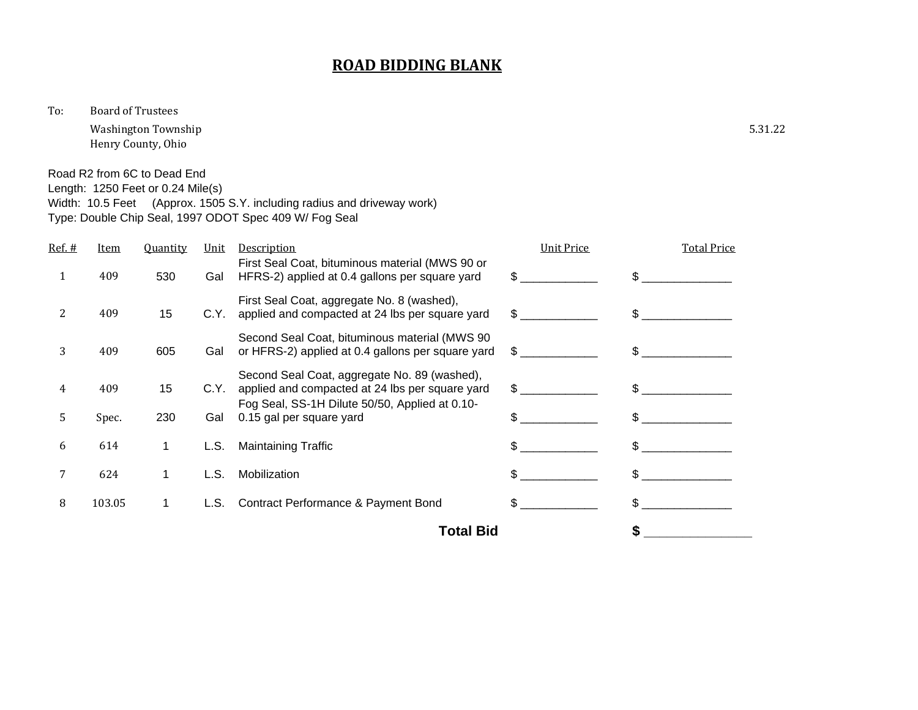# ROAD BIDDING BLANK

To: Board of Trustees
Washington Township
Henry County, Ohio

5.31.22

Road R2 from 6C to Dead End
Length: 1250 Feet or 0.24 Mile(s)
Width: 10.5 Feet (Approx. 1505 S.Y. including radius and driveway work)
Type: Double Chip Seal, 1997 ODOT Spec 409 W/ Fog Seal

| Ref. # | Item | Quantity | Unit | Description | Unit Price | Total Price |
|---|---|---|---|---|---|---|
| 1 | 409 | 530 | Gal | First Seal Coat, bituminous material (MWS 90 or HFRS-2) applied at 0.4 gallons per square yard | $ ____________ | $ ______________ |
| 2 | 409 | 15 | C.Y. | First Seal Coat, aggregate No. 8 (washed), applied and compacted at 24 lbs per square yard | $ ____________ | $ ______________ |
| 3 | 409 | 605 | Gal | Second Seal Coat, bituminous material (MWS 90 or HFRS-2) applied at 0.4 gallons per square yard | $ ____________ | $ ______________ |
| 4 | 409 | 15 | C.Y. | Second Seal Coat, aggregate No. 89 (washed), applied and compacted at 24 lbs per square yard | $ ____________ | $ ______________ |
| 5 | Spec. | 230 | Gal | Fog Seal, SS-1H Dilute 50/50, Applied at 0.10-0.15 gal per square yard | $ ____________ | $ ______________ |
| 6 | 614 | 1 | L.S. | Maintaining Traffic | $ ____________ | $ ______________ |
| 7 | 624 | 1 | L.S. | Mobilization | $ ____________ | $ ______________ |
| 8 | 103.05 | 1 | L.S. | Contract Performance & Payment Bond | $ ____________ | $ ______________ |
| | | | | **Total Bid** | | **$** ________________ |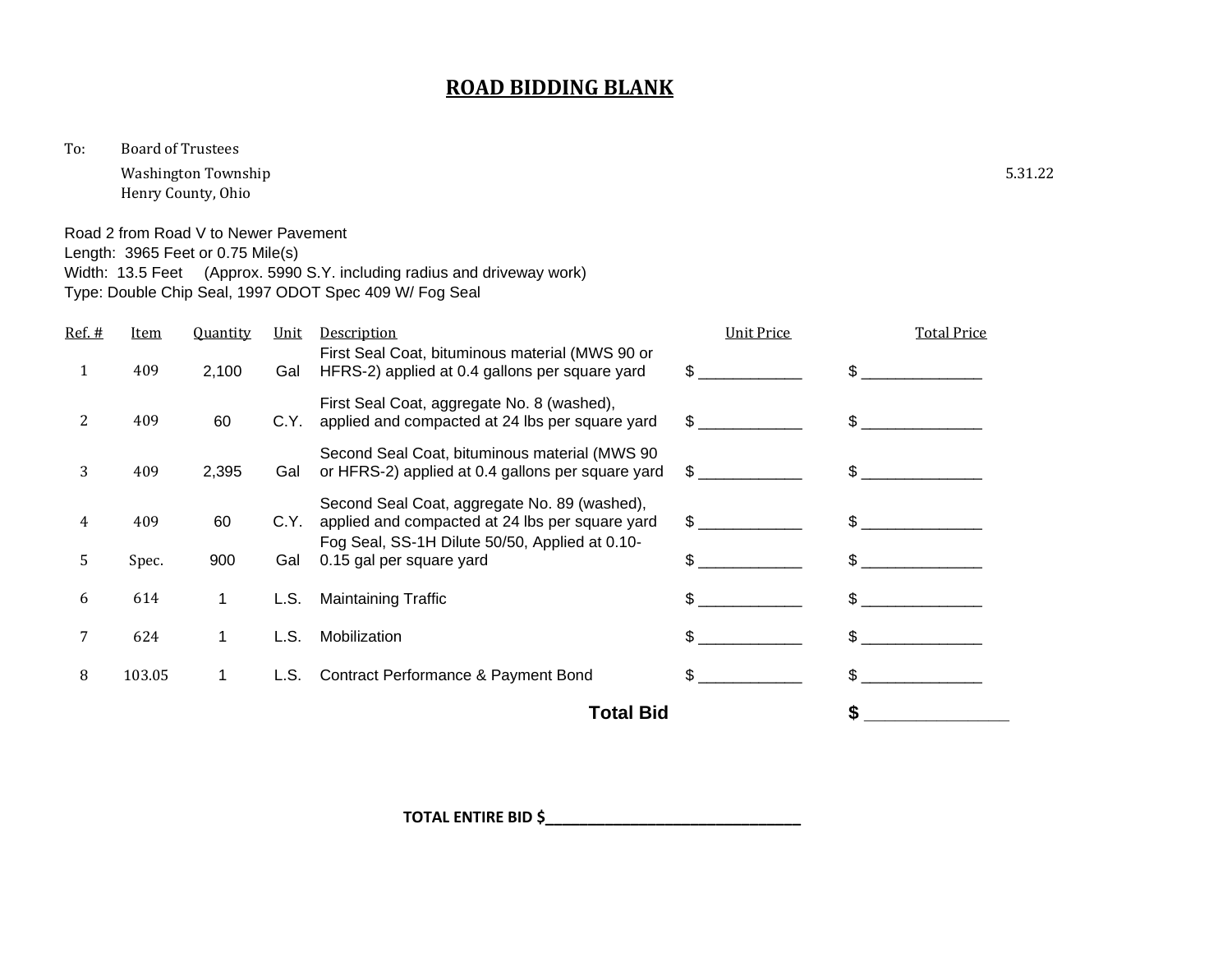# ROAD BIDDING BLANK

To: Board of Trustees
Washington Township
Henry County, Ohio

5.31.22

Road 2 from Road V to Newer Pavement
Length: 3965 Feet or 0.75 Mile(s)
Width: 13.5 Feet (Approx. 5990 S.Y. including radius and driveway work)
Type: Double Chip Seal, 1997 ODOT Spec 409 W/ Fog Seal

| Ref. # | Item | Quantity | Unit | Description | Unit Price | Total Price |
|---|---|---|---|---|---|---|
| 1 | 409 | 2,100 | Gal | First Seal Coat, bituminous material (MWS 90 or HFRS-2) applied at 0.4 gallons per square yard | $ ____________ | $ ______________ |
| 2 | 409 | 60 | C.Y. | First Seal Coat, aggregate No. 8 (washed), applied and compacted at 24 lbs per square yard | $ ____________ | $ ______________ |
| 3 | 409 | 2,395 | Gal | Second Seal Coat, bituminous material (MWS 90 or HFRS-2) applied at 0.4 gallons per square yard | $ ____________ | $ ______________ |
| 4 | 409 | 60 | C.Y. | Second Seal Coat, aggregate No. 89 (washed), applied and compacted at 24 lbs per square yard | $ ____________ | $ ______________ |
| 5 | Spec. | 900 | Gal | Fog Seal, SS-1H Dilute 50/50, Applied at 0.10-0.15 gal per square yard | $ ____________ | $ ______________ |
| 6 | 614 | 1 | L.S. | Maintaining Traffic | $ ____________ | $ ______________ |
| 7 | 624 | 1 | L.S. | Mobilization | $ ____________ | $ ______________ |
| 8 | 103.05 | 1 | L.S. | Contract Performance & Payment Bond | $ ____________ | $ ______________ |
| | | | | **Total Bid** | | **$** ______________ |

**TOTAL ENTIRE BID $______________________________**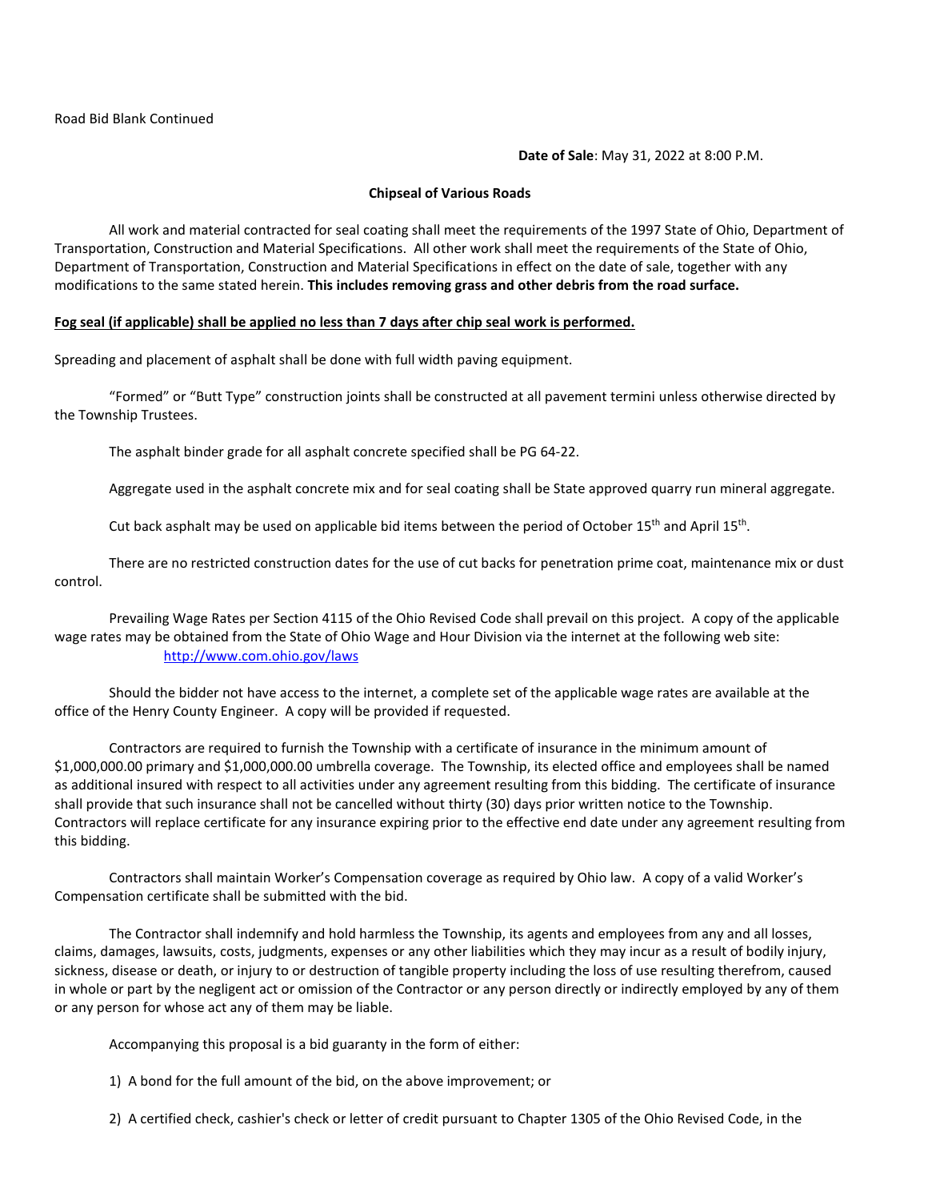Road Bid Blank Continued

**Date of Sale**: May 31, 2022 at 8:00 P.M.

**Chipseal of Various Roads**

All work and material contracted for seal coating shall meet the requirements of the 1997 State of Ohio, Department of Transportation, Construction and Material Specifications. All other work shall meet the requirements of the State of Ohio, Department of Transportation, Construction and Material Specifications in effect on the date of sale, together with any modifications to the same stated herein. **This includes removing grass and other debris from the road surface.**

**Fog seal (if applicable) shall be applied no less than 7 days after chip seal work is performed.**

Spreading and placement of asphalt shall be done with full width paving equipment.

"Formed" or "Butt Type" construction joints shall be constructed at all pavement termini unless otherwise directed by the Township Trustees.

The asphalt binder grade for all asphalt concrete specified shall be PG 64-22.

Aggregate used in the asphalt concrete mix and for seal coating shall be State approved quarry run mineral aggregate.

Cut back asphalt may be used on applicable bid items between the period of October 15th and April 15th.

There are no restricted construction dates for the use of cut backs for penetration prime coat, maintenance mix or dust control.

Prevailing Wage Rates per Section 4115 of the Ohio Revised Code shall prevail on this project. A copy of the applicable wage rates may be obtained from the State of Ohio Wage and Hour Division via the internet at the following web site: http://www.com.ohio.gov/laws

Should the bidder not have access to the internet, a complete set of the applicable wage rates are available at the office of the Henry County Engineer. A copy will be provided if requested.

Contractors are required to furnish the Township with a certificate of insurance in the minimum amount of $1,000,000.00 primary and $1,000,000.00 umbrella coverage. The Township, its elected office and employees shall be named as additional insured with respect to all activities under any agreement resulting from this bidding. The certificate of insurance shall provide that such insurance shall not be cancelled without thirty (30) days prior written notice to the Township. Contractors will replace certificate for any insurance expiring prior to the effective end date under any agreement resulting from this bidding.

Contractors shall maintain Worker's Compensation coverage as required by Ohio law. A copy of a valid Worker's Compensation certificate shall be submitted with the bid.

The Contractor shall indemnify and hold harmless the Township, its agents and employees from any and all losses, claims, damages, lawsuits, costs, judgments, expenses or any other liabilities which they may incur as a result of bodily injury, sickness, disease or death, or injury to or destruction of tangible property including the loss of use resulting therefrom, caused in whole or part by the negligent act or omission of the Contractor or any person directly or indirectly employed by any of them or any person for whose act any of them may be liable.

Accompanying this proposal is a bid guaranty in the form of either:

1) A bond for the full amount of the bid, on the above improvement; or

2) A certified check, cashier's check or letter of credit pursuant to Chapter 1305 of the Ohio Revised Code, in the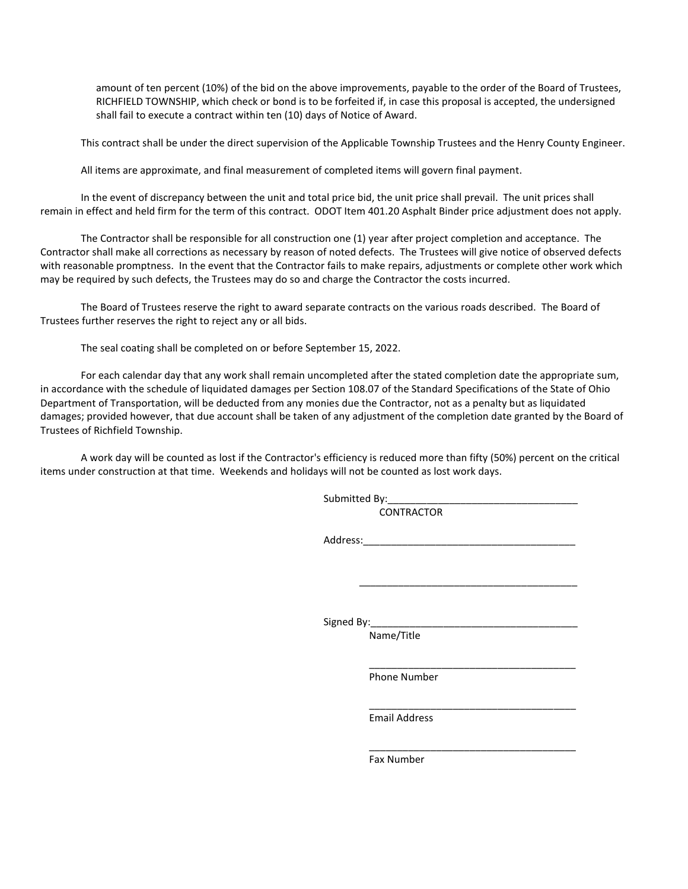amount of ten percent (10%) of the bid on the above improvements, payable to the order of the Board of Trustees, RICHFIELD TOWNSHIP, which check or bond is to be forfeited if, in case this proposal is accepted, the undersigned shall fail to execute a contract within ten (10) days of Notice of Award.

This contract shall be under the direct supervision of the Applicable Township Trustees and the Henry County Engineer.

All items are approximate, and final measurement of completed items will govern final payment.

In the event of discrepancy between the unit and total price bid, the unit price shall prevail. The unit prices shall remain in effect and held firm for the term of this contract. ODOT Item 401.20 Asphalt Binder price adjustment does not apply.

The Contractor shall be responsible for all construction one (1) year after project completion and acceptance. The Contractor shall make all corrections as necessary by reason of noted defects. The Trustees will give notice of observed defects with reasonable promptness. In the event that the Contractor fails to make repairs, adjustments or complete other work which may be required by such defects, the Trustees may do so and charge the Contractor the costs incurred.

The Board of Trustees reserve the right to award separate contracts on the various roads described. The Board of Trustees further reserves the right to reject any or all bids.

The seal coating shall be completed on or before September 15, 2022.

For each calendar day that any work shall remain uncompleted after the stated completion date the appropriate sum, in accordance with the schedule of liquidated damages per Section 108.07 of the Standard Specifications of the State of Ohio Department of Transportation, will be deducted from any monies due the Contractor, not as a penalty but as liquidated damages; provided however, that due account shall be taken of any adjustment of the completion date granted by the Board of Trustees of Richfield Township.

A work day will be counted as lost if the Contractor's efficiency is reduced more than fifty (50%) percent on the critical items under construction at that time. Weekends and holidays will not be counted as lost work days.

Submitted By:___________________________________
CONTRACTOR

Address:_______________________________________

_______________________________________

Signed By:_____________________________________
Name/Title

_______________________________________
Phone Number

_______________________________________
Email Address

_______________________________________
Fax Number